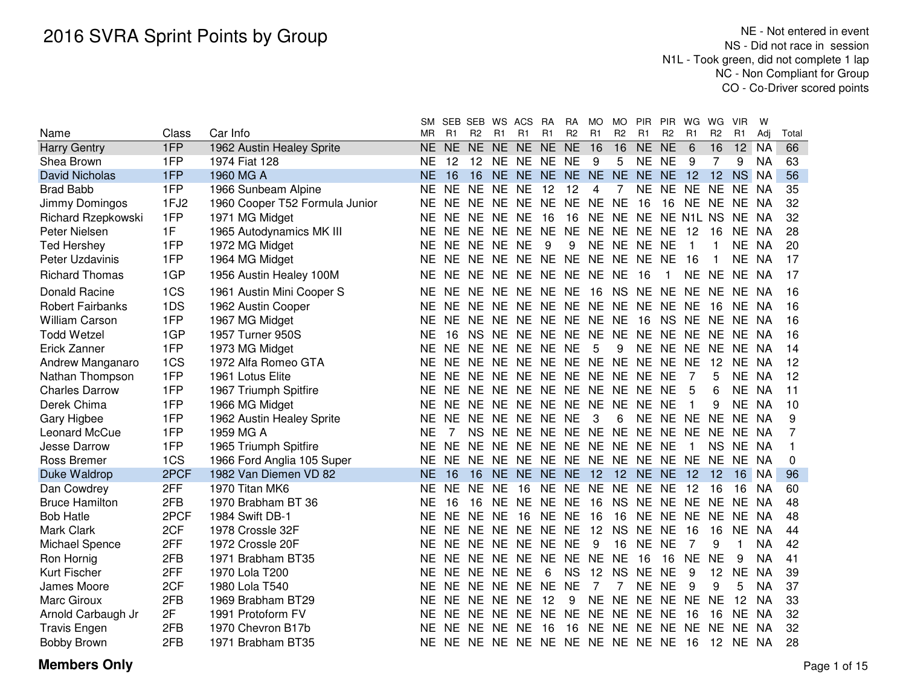# 2016 SVRA Sprint Points by Group

NE - Not entered in event
NS - Did not race in session
N1L - Took green, did not complete 1 lap
NC - Non Compliant for Group
CO - Co-Driver scored points

| Name | Class | Car Info | SM MR | SEB R1 | SEB R2 | WS R1 | ACS R1 | RA R1 | RA R2 | MO R1 | MO R2 | PIR R1 | PIR R2 | WG R1 | WG R2 | VIR R1 | W Adj | Total |
|---|---|---|---|---|---|---|---|---|---|---|---|---|---|---|---|---|---|---|
| Harry Gentry | 1FP | 1962 Austin Healey Sprite | NE | NE | NE | NE | NE | NE | NE | 16 | 16 | NE | NE | 6 | 16 | 12 | NA | 66 |
| Shea Brown | 1FP | 1974 Fiat 128 | NE | 12 | 12 | NE | NE | NE | NE | 9 | 5 | NE | NE | 9 | 7 | 9 | NA | 63 |
| David Nicholas | 1FP | 1960 MG A | NE | 16 | 16 | NE | NE | NE | NE | NE | NE | NE | NE | 12 | 12 | NS | NA | 56 |
| Brad Babb | 1FP | 1966 Sunbeam Alpine | NE | NE | NE | NE | NE | 12 | 12 | 4 | 7 | NE | NE | NE | NE | NE | NA | 35 |
| Jimmy Domingos | 1FJ2 | 1960 Cooper T52 Formula Junior | NE | NE | NE | NE | NE | NE | NE | NE | NE | 16 | 16 | NE | NE | NE | NA | 32 |
| Richard Rzepkowski | 1FP | 1971 MG Midget | NE | NE | NE | NE | NE | 16 | 16 | NE | NE | NE | NE | N1L | NS | NE | NA | 32 |
| Peter Nielsen | 1F | 1965 Autodynamics MK III | NE | NE | NE | NE | NE | NE | NE | NE | NE | NE | NE | 12 | 16 | NE | NA | 28 |
| Ted Hershey | 1FP | 1972 MG Midget | NE | NE | NE | NE | NE | 9 | 9 | NE | NE | NE | NE | 1 | 1 | NE | NA | 20 |
| Peter Uzdavinis | 1FP | 1964 MG Midget | NE | NE | NE | NE | NE | NE | NE | NE | NE | NE | NE | 16 | 1 | NE | NA | 17 |
| Richard Thomas | 1GP | 1956 Austin Healey 100M | NE | NE | NE | NE | NE | NE | NE | NE | NE | 16 | 1 | NE | NE | NE | NA | 17 |
| Donald Racine | 1CS | 1961 Austin Mini Cooper S | NE | NE | NE | NE | NE | NE | NE | 16 | NS | NE | NE | NE | NE | NE | NA | 16 |
| Robert Fairbanks | 1DS | 1962 Austin Cooper | NE | NE | NE | NE | NE | NE | NE | NE | NE | NE | NE | NE | 16 | NE | NA | 16 |
| William Carson | 1FP | 1967 MG Midget | NE | NE | NE | NE | NE | NE | NE | NE | NE | 16 | NS | NE | NE | NE | NA | 16 |
| Todd Wetzel | 1GP | 1957 Turner 950S | NE | 16 | NS | NE | NE | NE | NE | NE | NE | NE | NE | NE | NE | NE | NA | 16 |
| Erick Zanner | 1FP | 1973 MG Midget | NE | NE | NE | NE | NE | NE | NE | 5 | 9 | NE | NE | NE | NE | NE | NA | 14 |
| Andrew Manganaro | 1CS | 1972 Alfa Romeo GTA | NE | NE | NE | NE | NE | NE | NE | NE | NE | NE | NE | NE | 12 | NE | NA | 12 |
| Nathan Thompson | 1FP | 1961 Lotus Elite | NE | NE | NE | NE | NE | NE | NE | NE | NE | NE | NE | 7 | 5 | NE | NA | 12 |
| Charles Darrow | 1FP | 1967 Triumph Spitfire | NE | NE | NE | NE | NE | NE | NE | NE | NE | NE | NE | 5 | 6 | NE | NA | 11 |
| Derek Chima | 1FP | 1966 MG Midget | NE | NE | NE | NE | NE | NE | NE | NE | NE | NE | NE | 1 | 9 | NE | NA | 10 |
| Gary Higbee | 1FP | 1962 Austin Healey Sprite | NE | NE | NE | NE | NE | NE | NE | 3 | 6 | NE | NE | NE | NE | NE | NA | 9 |
| Leonard McCue | 1FP | 1959 MG A | NE | 7 | NS | NE | NE | NE | NE | NE | NE | NE | NE | NE | NE | NE | NA | 7 |
| Jesse Darrow | 1FP | 1965 Triumph Spitfire | NE | NE | NE | NE | NE | NE | NE | NE | NE | NE | NE | 1 | NS | NE | NA | 1 |
| Ross Bremer | 1CS | 1966 Ford Anglia 105 Super | NE | NE | NE | NE | NE | NE | NE | NE | NE | NE | NE | NE | NE | NE | NA | 0 |
| Duke Waldrop | 2PCF | 1982 Van Diemen VD 82 | NE | 16 | 16 | NE | NE | NE | NE | 12 | 12 | NE | NE | 12 | 12 | 16 | NA | 96 |
| Dan Cowdrey | 2FF | 1970 Titan MK6 | NE | NE | NE | NE | 16 | NE | NE | NE | NE | NE | NE | 12 | 16 | 16 | NA | 60 |
| Bruce Hamilton | 2FB | 1970 Brabham BT 36 | NE | 16 | 16 | NE | NE | NE | NE | 16 | NS | NE | NE | NE | NE | NE | NA | 48 |
| Bob Hatle | 2PCF | 1984 Swift DB-1 | NE | NE | NE | NE | 16 | NE | NE | 16 | 16 | NE | NE | NE | NE | NE | NA | 48 |
| Mark Clark | 2CF | 1978 Crossle 32F | NE | NE | NE | NE | NE | NE | NE | 12 | NS | NE | NE | 16 | 16 | NE | NA | 44 |
| Michael Spence | 2FF | 1972 Crossle 20F | NE | NE | NE | NE | NE | NE | NE | 9 | 16 | NE | NE | 7 | 9 | 1 | NA | 42 |
| Ron Hornig | 2FB | 1971 Brabham BT35 | NE | NE | NE | NE | NE | NE | NE | NE | NE | 16 | 16 | NE | NE | 9 | NA | 41 |
| Kurt Fischer | 2FF | 1970 Lola T200 | NE | NE | NE | NE | NE | 6 | NS | 12 | NS | NE | NE | 9 | 12 | NE | NA | 39 |
| James Moore | 2CF | 1980 Lola T540 | NE | NE | NE | NE | NE | NE | NE | 7 | 7 | NE | NE | 9 | 9 | 5 | NA | 37 |
| Marc Giroux | 2FB | 1969 Brabham BT29 | NE | NE | NE | NE | NE | 12 | 9 | NE | NE | NE | NE | NE | NE | 12 | NA | 33 |
| Arnold Carbaugh Jr | 2F | 1991 Protoform FV | NE | NE | NE | NE | NE | NE | NE | NE | NE | NE | NE | 16 | 16 | NE | NA | 32 |
| Travis Engen | 2FB | 1970 Chevron B17b | NE | NE | NE | NE | NE | 16 | 16 | NE | NE | NE | NE | NE | NE | NE | NA | 32 |
| Bobby Brown | 2FB | 1971 Brabham BT35 | NE | NE | NE | NE | NE | NE | NE | NE | NE | NE | NE | 16 | 12 | NE | NA | 28 |

**Members Only**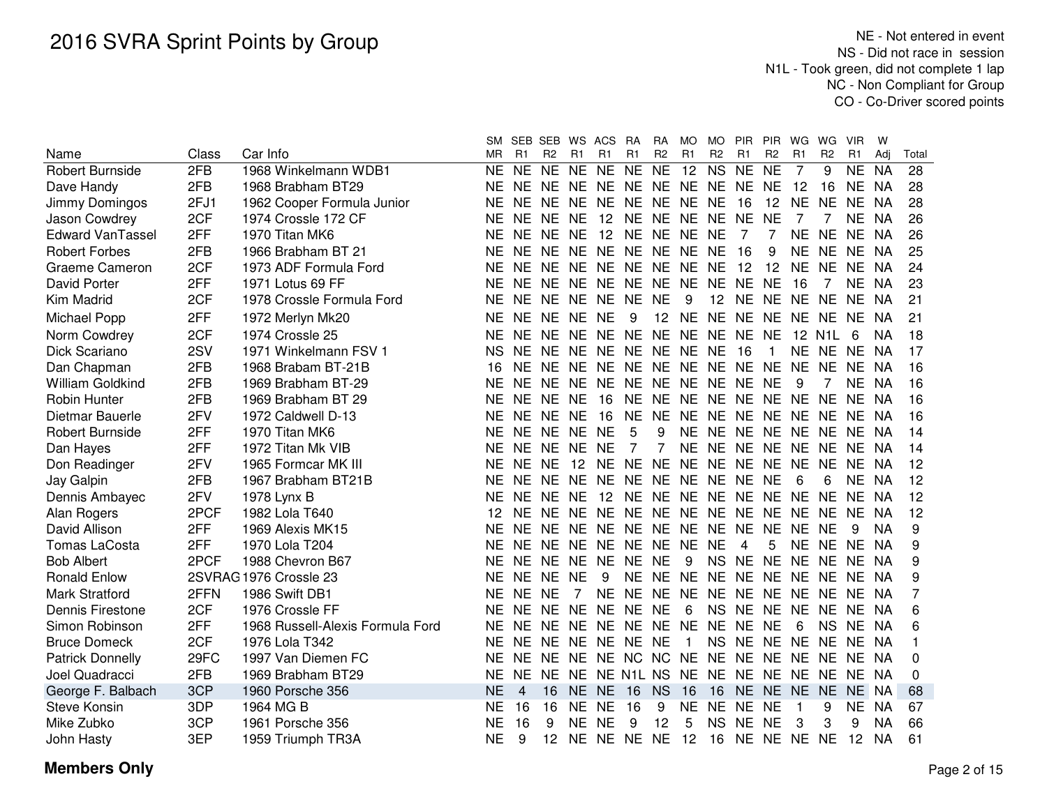# 2016 SVRA Sprint Points by Group

NE - Not entered in event
NS - Did not race in session
N1L - Took green, did not complete 1 lap
NC - Non Compliant for Group
CO - Co-Driver scored points

| Name | Class | Car Info | SM MR | SEB R1 | SEB R2 | WS R1 | ACS R1 | RA R1 | RA R2 | MO R1 | MO R2 | PIR R1 | PIR R2 | WG R1 | WG R2 | VIR R1 | W Adj | Total |
|---|---|---|---|---|---|---|---|---|---|---|---|---|---|---|---|---|---|---|
| Robert Burnside | 2FB | 1968 Winkelmann WDB1 | NE | NE | NE | NE | NE | NE | NE | 12 | NS | NE | NE | 7 | 9 | NE | NA | 28 |
| Dave Handy | 2FB | 1968 Brabham BT29 | NE | NE | NE | NE | NE | NE | NE | NE | NE | NE | NE | 12 | 16 | NE | NA | 28 |
| Jimmy Domingos | 2FJ1 | 1962 Cooper Formula Junior | NE | NE | NE | NE | NE | NE | NE | NE | NE | 16 | 12 | NE | NE | NE | NA | 28 |
| Jason Cowdrey | 2CF | 1974 Crossle 172 CF | NE | NE | NE | NE | 12 | NE | NE | NE | NE | NE | NE | 7 | 7 | NE | NA | 26 |
| Edward VanTassel | 2FF | 1970 Titan MK6 | NE | NE | NE | NE | 12 | NE | NE | NE | NE | 7 | 7 | NE | NE | NE | NA | 26 |
| Robert Forbes | 2FB | 1966 Brabham BT 21 | NE | NE | NE | NE | NE | NE | NE | NE | NE | 16 | 9 | NE | NE | NE | NA | 25 |
| Graeme Cameron | 2CF | 1973 ADF Formula Ford | NE | NE | NE | NE | NE | NE | NE | NE | NE | 12 | 12 | NE | NE | NE | NA | 24 |
| David Porter | 2FF | 1971 Lotus 69 FF | NE | NE | NE | NE | NE | NE | NE | NE | NE | NE | NE | 16 | 7 | NE | NA | 23 |
| Kim Madrid | 2CF | 1978 Crossle Formula Ford | NE | NE | NE | NE | NE | NE | NE | 9 | 12 | NE | NE | NE | NE | NE | NA | 21 |
| Michael Popp | 2FF | 1972 Merlyn Mk20 | NE | NE | NE | NE | NE | 9 | 12 | NE | NE | NE | NE | NE | NE | NE | NA | 21 |
| Norm Cowdrey | 2CF | 1974 Crossle 25 | NE | NE | NE | NE | NE | NE | NE | NE | NE | NE | NE | 12 | N1L | 6 | NA | 18 |
| Dick Scariano | 2SV | 1971 Winkelmann FSV 1 | NS | NE | NE | NE | NE | NE | NE | NE | NE | 16 | 1 | NE | NE | NE | NA | 17 |
| Dan Chapman | 2FB | 1968 Brabam BT-21B | 16 | NE | NE | NE | NE | NE | NE | NE | NE | NE | NE | NE | NE | NE | NA | 16 |
| William Goldkind | 2FB | 1969 Brabham BT-29 | NE | NE | NE | NE | NE | NE | NE | NE | NE | NE | NE | 9 | 7 | NE | NA | 16 |
| Robin Hunter | 2FB | 1969 Brabham BT 29 | NE | NE | NE | NE | 16 | NE | NE | NE | NE | NE | NE | NE | NE | NE | NA | 16 |
| Dietmar Bauerle | 2FV | 1972 Caldwell D-13 | NE | NE | NE | NE | 16 | NE | NE | NE | NE | NE | NE | NE | NE | NE | NA | 16 |
| Robert Burnside | 2FF | 1970 Titan MK6 | NE | NE | NE | NE | NE | 5 | 9 | NE | NE | NE | NE | NE | NE | NE | NA | 14 |
| Dan Hayes | 2FF | 1972 Titan Mk VIB | NE | NE | NE | NE | NE | 7 | 7 | NE | NE | NE | NE | NE | NE | NE | NA | 14 |
| Don Readinger | 2FV | 1965 Formcar MK III | NE | NE | NE | 12 | NE | NE | NE | NE | NE | NE | NE | NE | NE | NE | NA | 12 |
| Jay Galpin | 2FB | 1967 Brabham BT21B | NE | NE | NE | NE | NE | NE | NE | NE | NE | NE | NE | 6 | 6 | NE | NA | 12 |
| Dennis Ambayec | 2FV | 1978 Lynx B | NE | NE | NE | NE | 12 | NE | NE | NE | NE | NE | NE | NE | NE | NE | NA | 12 |
| Alan Rogers | 2PCF | 1982 Lola T640 | 12 | NE | NE | NE | NE | NE | NE | NE | NE | NE | NE | NE | NE | NE | NA | 12 |
| David Allison | 2FF | 1969 Alexis MK15 | NE | NE | NE | NE | NE | NE | NE | NE | NE | NE | NE | NE | NE | 9 | NA | 9 |
| Tomas LaCosta | 2FF | 1970 Lola T204 | NE | NE | NE | NE | NE | NE | NE | NE | NE | 4 | 5 | NE | NE | NE | NA | 9 |
| Bob Albert | 2PCF | 1988 Chevron B67 | NE | NE | NE | NE | NE | NE | NE | 9 | NS | NE | NE | NE | NE | NE | NA | 9 |
| Ronald Enlow | 2SVRAG | 1976 Crossle 23 | NE | NE | NE | NE | 9 | NE | NE | NE | NE | NE | NE | NE | NE | NE | NA | 9 |
| Mark Stratford | 2FFN | 1986 Swift DB1 | NE | NE | NE | 7 | NE | NE | NE | NE | NE | NE | NE | NE | NE | NE | NA | 7 |
| Dennis Firestone | 2CF | 1976 Crossle FF | NE | NE | NE | NE | NE | NE | NE | 6 | NS | NE | NE | NE | NE | NE | NA | 6 |
| Simon Robinson | 2FF | 1968 Russell-Alexis Formula Ford | NE | NE | NE | NE | NE | NE | NE | NE | NE | NE | NE | 6 | NS | NE | NA | 6 |
| Bruce Domeck | 2CF | 1976 Lola T342 | NE | NE | NE | NE | NE | NE | NE | 1 | NS | NE | NE | NE | NE | NE | NA | 1 |
| Patrick Donnelly | 29FC | 1997 Van Diemen FC | NE | NE | NE | NE | NE | NC | NC | NE | NE | NE | NE | NE | NE | NE | NA | 0 |
| Joel Quadracci | 2FB | 1969 Brabham BT29 | NE | NE | NE | NE | NE | N1L | NS | NE | NE | NE | NE | NE | NE | NE | NA | 0 |
| George F. Balbach | 3CP | 1960 Porsche 356 | NE | 4 | 16 | NE | NE | 16 | NS | 16 | 16 | NE | NE | NE | NE | NE | NA | 68 |
| Steve Konsin | 3DP | 1964 MG B | NE | 16 | 16 | NE | NE | 16 | 9 | NE | NE | NE | NE | 1 | 9 | NE | NA | 67 |
| Mike Zubko | 3CP | 1961 Porsche 356 | NE | 16 | 9 | NE | NE | 9 | 12 | 5 | NS | NE | NE | 3 | 3 | 9 | NA | 66 |
| John Hasty | 3EP | 1959 Triumph TR3A | NE | 9 | 12 | NE | NE | NE | NE | 12 | 16 | NE | NE | NE | NE | 12 | NA | 61 |

**Members Only**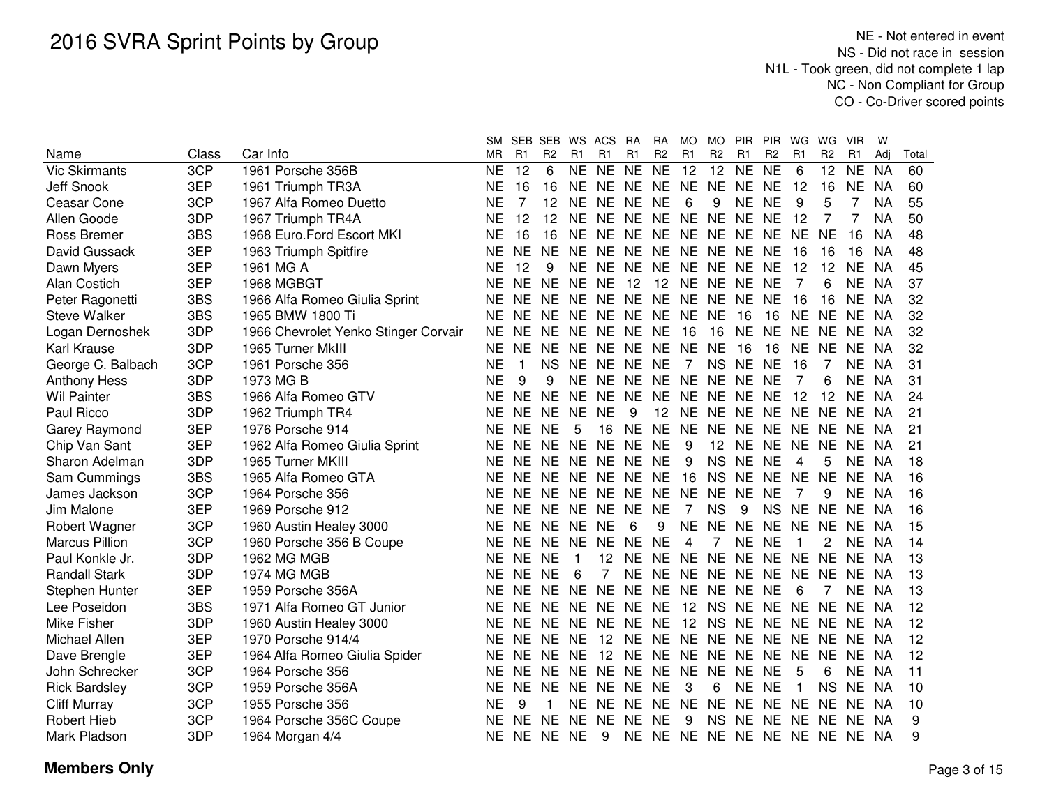# 2016 SVRA Sprint Points by Group

NE - Not entered in event
NS - Did not race in session
N1L - Took green, did not complete 1 lap
NC - Non Compliant for Group
CO - Co-Driver scored points

| Name | Class | Car Info | SM MR | SEB R1 | SEB R2 | WS R1 | ACS R1 | RA R1 | RA R2 | MO R1 | MO R2 | PIR R1 | PIR R2 | WG R1 | WG R2 | VIR R1 | W Adj | Total |
|---|---|---|---|---|---|---|---|---|---|---|---|---|---|---|---|---|---|---|
| Vic Skirmants | 3CP | 1961 Porsche 356B | NE | 12 | 6 | NE | NE | NE | NE | 12 | 12 | NE | NE | 6 | 12 | NE | NA | 60 |
| Jeff Snook | 3EP | 1961 Triumph TR3A | NE | 16 | 16 | NE | NE | NE | NE | NE | NE | NE | NE | 12 | 16 | NE | NA | 60 |
| Ceasar Cone | 3CP | 1967 Alfa Romeo Duetto | NE | 7 | 12 | NE | NE | NE | NE | 6 | 9 | NE | NE | 9 | 5 | 7 | NA | 55 |
| Allen Goode | 3DP | 1967 Triumph TR4A | NE | 12 | 12 | NE | NE | NE | NE | NE | NE | NE | NE | 12 | 7 | 7 | NA | 50 |
| Ross Bremer | 3BS | 1968 Euro.Ford Escort MKI | NE | 16 | 16 | NE | NE | NE | NE | NE | NE | NE | NE | NE | NE | 16 | NA | 48 |
| David Gussack | 3EP | 1963 Triumph Spitfire | NE | NE | NE | NE | NE | NE | NE | NE | NE | NE | NE | 16 | 16 | 16 | NA | 48 |
| Dawn Myers | 3EP | 1961 MG A | NE | 12 | 9 | NE | NE | NE | NE | NE | NE | NE | NE | 12 | 12 | NE | NA | 45 |
| Alan Costich | 3EP | 1968 MGBGT | NE | NE | NE | NE | NE | 12 | 12 | NE | NE | NE | NE | 7 | 6 | NE | NA | 37 |
| Peter Ragonetti | 3BS | 1966 Alfa Romeo Giulia Sprint | NE | NE | NE | NE | NE | NE | NE | NE | NE | NE | NE | 16 | 16 | NE | NA | 32 |
| Steve Walker | 3BS | 1965 BMW 1800 Ti | NE | NE | NE | NE | NE | NE | NE | NE | NE | 16 | 16 | NE | NE | NE | NA | 32 |
| Logan Dernoshek | 3DP | 1966 Chevrolet Yenko Stinger Corvair | NE | NE | NE | NE | NE | NE | NE | 16 | 16 | NE | NE | NE | NE | NE | NA | 32 |
| Karl Krause | 3DP | 1965 Turner MkIII | NE | NE | NE | NE | NE | NE | NE | NE | NE | 16 | 16 | NE | NE | NE | NA | 32 |
| George C. Balbach | 3CP | 1961 Porsche 356 | NE | 1 | NS | NE | NE | NE | NE | 7 | NS | NE | NE | 16 | 7 | NE | NA | 31 |
| Anthony Hess | 3DP | 1973 MG B | NE | 9 | 9 | NE | NE | NE | NE | NE | NE | NE | NE | 7 | 6 | NE | NA | 31 |
| Wil Painter | 3BS | 1966 Alfa Romeo GTV | NE | NE | NE | NE | NE | NE | NE | NE | NE | NE | NE | 12 | 12 | NE | NA | 24 |
| Paul Ricco | 3DP | 1962 Triumph TR4 | NE | NE | NE | NE | NE | 9 | 12 | NE | NE | NE | NE | NE | NE | NE | NA | 21 |
| Garey Raymond | 3EP | 1976 Porsche 914 | NE | NE | NE | 5 | 16 | NE | NE | NE | NE | NE | NE | NE | NE | NE | NA | 21 |
| Chip Van Sant | 3EP | 1962 Alfa Romeo Giulia Sprint | NE | NE | NE | NE | NE | NE | NE | 9 | 12 | NE | NE | NE | NE | NE | NA | 21 |
| Sharon Adelman | 3DP | 1965 Turner MKIII | NE | NE | NE | NE | NE | NE | NE | 9 | NS | NE | NE | 4 | 5 | NE | NA | 18 |
| Sam Cummings | 3BS | 1965 Alfa Romeo GTA | NE | NE | NE | NE | NE | NE | NE | 16 | NS | NE | NE | NE | NE | NE | NA | 16 |
| James Jackson | 3CP | 1964 Porsche 356 | NE | NE | NE | NE | NE | NE | NE | NE | NE | NE | NE | 7 | 9 | NE | NA | 16 |
| Jim Malone | 3EP | 1969 Porsche 912 | NE | NE | NE | NE | NE | NE | NE | 7 | NS | 9 | NS | NE | NE | NE | NA | 16 |
| Robert Wagner | 3CP | 1960 Austin Healey 3000 | NE | NE | NE | NE | NE | 6 | 9 | NE | NE | NE | NE | NE | NE | NE | NA | 15 |
| Marcus Pillion | 3CP | 1960 Porsche 356 B Coupe | NE | NE | NE | NE | NE | NE | NE | 4 | 7 | NE | NE | 1 | 2 | NE | NA | 14 |
| Paul Konkle Jr. | 3DP | 1962 MG MGB | NE | NE | NE | 1 | 12 | NE | NE | NE | NE | NE | NE | NE | NE | NE | NA | 13 |
| Randall Stark | 3DP | 1974 MG MGB | NE | NE | NE | 6 | 7 | NE | NE | NE | NE | NE | NE | NE | NE | NE | NA | 13 |
| Stephen Hunter | 3EP | 1959 Porsche 356A | NE | NE | NE | NE | NE | NE | NE | NE | NE | NE | NE | 6 | 7 | NE | NA | 13 |
| Lee Poseidon | 3BS | 1971 Alfa Romeo GT Junior | NE | NE | NE | NE | NE | NE | NE | 12 | NS | NE | NE | NE | NE | NE | NA | 12 |
| Mike Fisher | 3DP | 1960 Austin Healey 3000 | NE | NE | NE | NE | NE | NE | NE | 12 | NS | NE | NE | NE | NE | NE | NA | 12 |
| Michael Allen | 3EP | 1970 Porsche 914/4 | NE | NE | NE | NE | 12 | NE | NE | NE | NE | NE | NE | NE | NE | NE | NA | 12 |
| Dave Brengle | 3EP | 1964 Alfa Romeo Giulia Spider | NE | NE | NE | NE | 12 | NE | NE | NE | NE | NE | NE | NE | NE | NE | NA | 12 |
| John Schrecker | 3CP | 1964 Porsche 356 | NE | NE | NE | NE | NE | NE | NE | NE | NE | NE | NE | 5 | 6 | NE | NA | 11 |
| Rick Bardsley | 3CP | 1959 Porsche 356A | NE | NE | NE | NE | NE | NE | NE | 3 | 6 | NE | NE | 1 | NS | NE | NA | 10 |
| Cliff Murray | 3CP | 1955 Porsche 356 | NE | 9 | 1 | NE | NE | NE | NE | NE | NE | NE | NE | NE | NE | NE | NA | 10 |
| Robert Hieb | 3CP | 1964 Porsche 356C Coupe | NE | NE | NE | NE | NE | NE | NE | 9 | NS | NE | NE | NE | NE | NE | NA | 9 |
| Mark Pladson | 3DP | 1964 Morgan 4/4 | NE | NE | NE | NE | 9 | NE | NE | NE | NE | NE | NE | NE | NE | NE | NA | 9 |

**Members Only**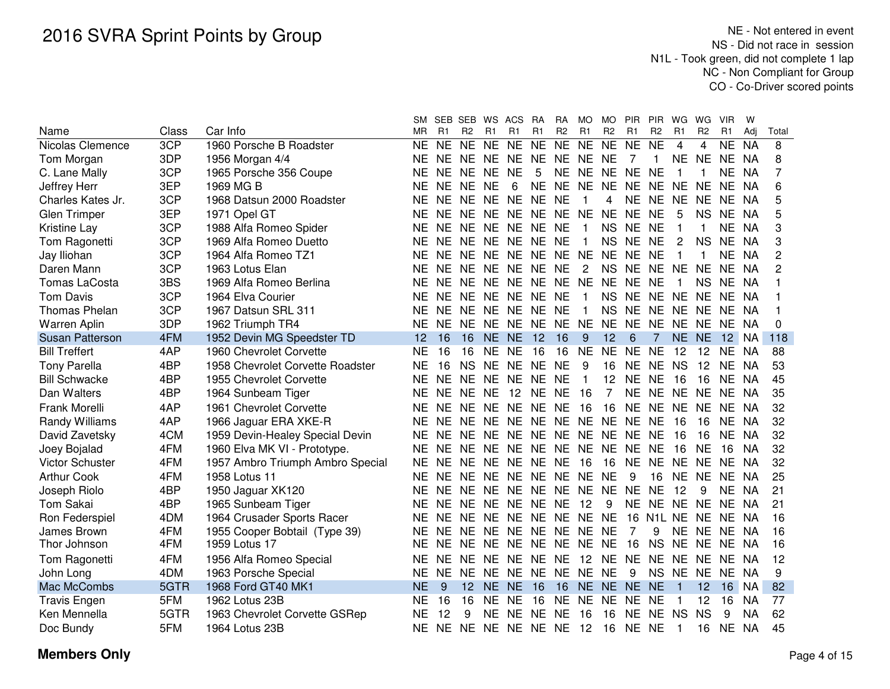# 2016 SVRA Sprint Points by Group

NE - Not entered in event
NS - Did not race in session
N1L - Took green, did not complete 1 lap
NC - Non Compliant for Group
CO - Co-Driver scored points

| Name | Class | Car Info | SM MR | SEB R1 | SEB R2 | WS R1 | ACS R1 | RA R1 | RA R2 | MO R1 | MO R2 | PIR R1 | PIR R2 | WG R1 | WG R2 | VIR R1 | W Adj | Total |
|---|---|---|---|---|---|---|---|---|---|---|---|---|---|---|---|---|---|---|
| Nicolas Clemence | 3CP | 1960 Porsche B Roadster | NE | NE | NE | NE | NE | NE | NE | NE | NE | NE | NE | 4 | 4 | NE | NA | 8 |
| Tom Morgan | 3DP | 1956 Morgan 4/4 | NE | NE | NE | NE | NE | NE | NE | NE | NE | 7 | 1 | NE | NE | NE | NA | 8 |
| C. Lane Mally | 3CP | 1965 Porsche 356 Coupe | NE | NE | NE | NE | NE | 5 | NE | NE | NE | NE | NE | 1 | 1 | NE | NA | 7 |
| Jeffrey Herr | 3EP | 1969 MG B | NE | NE | NE | NE | 6 | NE | NE | NE | NE | NE | NE | NE | NE | NE | NA | 6 |
| Charles Kates Jr. | 3CP | 1968 Datsun 2000 Roadster | NE | NE | NE | NE | NE | NE | NE | 1 | 4 | NE | NE | NE | NE | NE | NA | 5 |
| Glen Trimper | 3EP | 1971 Opel GT | NE | NE | NE | NE | NE | NE | NE | NE | NE | NE | NE | 5 | NS | NE | NA | 5 |
| Kristine Lay | 3CP | 1988 Alfa Romeo Spider | NE | NE | NE | NE | NE | NE | NE | 1 | NS | NE | NE | 1 | 1 | NE | NA | 3 |
| Tom Ragonetti | 3CP | 1969 Alfa Romeo Duetto | NE | NE | NE | NE | NE | NE | NE | 1 | NS | NE | NE | 2 | NS | NE | NA | 3 |
| Jay Iliohan | 3CP | 1964 Alfa Romeo TZ1 | NE | NE | NE | NE | NE | NE | NE | NE | NE | NE | NE | 1 | 1 | NE | NA | 2 |
| Daren Mann | 3CP | 1963 Lotus Elan | NE | NE | NE | NE | NE | NE | NE | 2 | NS | NE | NE | NE | NE | NE | NA | 2 |
| Tomas LaCosta | 3BS | 1969 Alfa Romeo Berlina | NE | NE | NE | NE | NE | NE | NE | NE | NE | NE | NE | 1 | NS | NE | NA | 1 |
| Tom Davis | 3CP | 1964 Elva Courier | NE | NE | NE | NE | NE | NE | NE | 1 | NS | NE | NE | NE | NE | NE | NA | 1 |
| Thomas Phelan | 3CP | 1967 Datsun SRL 311 | NE | NE | NE | NE | NE | NE | NE | 1 | NS | NE | NE | NE | NE | NE | NA | 1 |
| Warren Aplin | 3DP | 1962 Triumph TR4 | NE | NE | NE | NE | NE | NE | NE | NE | NE | NE | NE | NE | NE | NE | NA | 0 |
| Susan Patterson | 4FM | 1952 Devin MG Speedster TD | 12 | 16 | 16 | NE | NE | 12 | 16 | 9 | 12 | 6 | 7 | NE | NE | 12 | NA | 118 |
| Bill Treffert | 4AP | 1960 Chevrolet Corvette | NE | 16 | 16 | NE | NE | 16 | 16 | NE | NE | NE | NE | 12 | 12 | NE | NA | 88 |
| Tony Parella | 4BP | 1958 Chevrolet Corvette Roadster | NE | 16 | NS | NE | NE | NE | NE | 9 | 16 | NE | NE | NS | 12 | NE | NA | 53 |
| Bill Schwacke | 4BP | 1955 Chevrolet Corvette | NE | NE | NE | NE | NE | NE | NE | 1 | 12 | NE | NE | 16 | 16 | NE | NA | 45 |
| Dan Walters | 4BP | 1964 Sunbeam Tiger | NE | NE | NE | NE | 12 | NE | NE | 16 | 7 | NE | NE | NE | NE | NE | NA | 35 |
| Frank Morelli | 4AP | 1961 Chevrolet Corvette | NE | NE | NE | NE | NE | NE | NE | 16 | 16 | NE | NE | NE | NE | NE | NA | 32 |
| Randy Williams | 4AP | 1966 Jaguar ERA XKE-R | NE | NE | NE | NE | NE | NE | NE | NE | NE | NE | NE | 16 | 16 | NE | NA | 32 |
| David Zavetsky | 4CM | 1959 Devin-Healey Special Devin | NE | NE | NE | NE | NE | NE | NE | NE | NE | NE | NE | 16 | 16 | NE | NA | 32 |
| Joey Bojalad | 4FM | 1960 Elva MK VI - Prototype. | NE | NE | NE | NE | NE | NE | NE | NE | NE | NE | NE | 16 | NE | 16 | NA | 32 |
| Victor Schuster | 4FM | 1957 Ambro Triumph Ambro Special | NE | NE | NE | NE | NE | NE | NE | 16 | 16 | NE | NE | NE | NE | NE | NA | 32 |
| Arthur Cook | 4FM | 1958 Lotus 11 | NE | NE | NE | NE | NE | NE | NE | NE | NE | 9 | 16 | NE | NE | NE | NA | 25 |
| Joseph Riolo | 4BP | 1950 Jaguar XK120 | NE | NE | NE | NE | NE | NE | NE | NE | NE | NE | NE | 12 | 9 | NE | NA | 21 |
| Tom Sakai | 4BP | 1965 Sunbeam Tiger | NE | NE | NE | NE | NE | NE | NE | 12 | 9 | NE | NE | NE | NE | NE | NA | 21 |
| Ron Federspiel | 4DM | 1964 Crusader Sports Racer | NE | NE | NE | NE | NE | NE | NE | NE | NE | 16 | N1L | NE | NE | NE | NA | 16 |
| James Brown | 4FM | 1955 Cooper Bobtail (Type 39) | NE | NE | NE | NE | NE | NE | NE | NE | NE | 7 | 9 | NE | NE | NE | NA | 16 |
| Thor Johnson | 4FM | 1959 Lotus 17 | NE | NE | NE | NE | NE | NE | NE | NE | NE | 16 | NS | NE | NE | NE | NA | 16 |
| Tom Ragonetti | 4FM | 1956 Alfa Romeo Special | NE | NE | NE | NE | NE | NE | NE | 12 | NE | NE | NE | NE | NE | NE | NA | 12 |
| John Long | 4DM | 1963 Porsche Special | NE | NE | NE | NE | NE | NE | NE | NE | NE | 9 | NS | NE | NE | NE | NA | 9 |
| Mac McCombs | 5GTR | 1968 Ford GT40 MK1 | NE | 9 | 12 | NE | NE | 16 | 16 | NE | NE | NE | NE | 1 | 12 | 16 | NA | 82 |
| Travis Engen | 5FM | 1962 Lotus 23B | NE | 16 | 16 | NE | NE | 16 | NE | NE | NE | NE | NE | 1 | 12 | 16 | NA | 77 |
| Ken Mennella | 5GTR | 1963 Chevrolet Corvette GSRep | NE | 12 | 9 | NE | NE | NE | NE | 16 | 16 | NE | NE | NS | NS | 9 | NA | 62 |
| Doc Bundy | 5FM | 1964 Lotus 23B | NE | NE | NE | NE | NE | NE | NE | 12 | 16 | NE | NE | 1 | 16 | NE | NA | 45 |

**Members Only**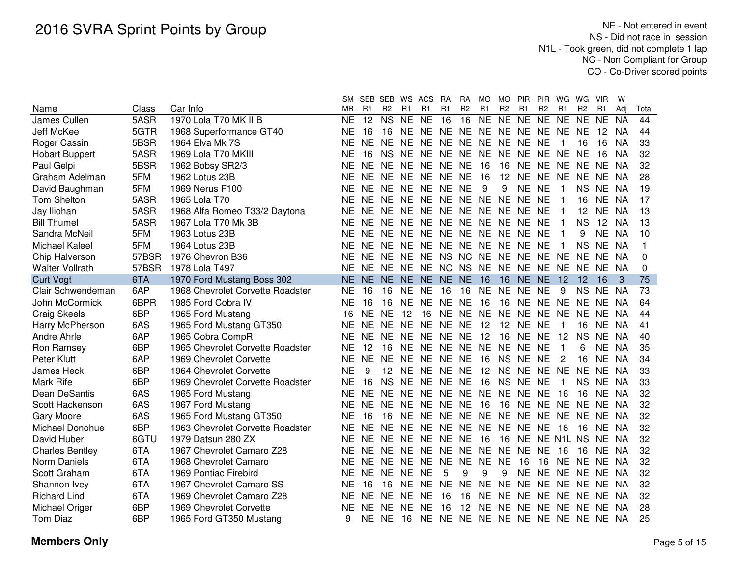# 2016 SVRA Sprint Points by Group

NE - Not entered in event
NS - Did not race in session
N1L - Took green, did not complete 1 lap
NC - Non Compliant for Group
CO - Co-Driver scored points

| Name | Class | Car Info | SM MR | SEB R1 | SEB R2 | WS R1 | ACS R1 | RA R1 | RA R2 | MO R1 | MO R2 | PIR R1 | PIR R2 | WG R1 | WG R2 | VIR R1 | W Adj | Total |
|---|---|---|---|---|---|---|---|---|---|---|---|---|---|---|---|---|---|---|
| James Cullen | 5ASR | 1970 Lola T70 MK IIIB | NE | 12 | NS | NE | NE | 16 | 16 | NE | NE | NE | NE | NE | NE | NE | NA | 44 |
| Jeff McKee | 5GTR | 1968 Superformance GT40 | NE | 16 | 16 | NE | NE | NE | NE | NE | NE | NE | NE | NE | NE | 12 | NA | 44 |
| Roger Cassin | 5BSR | 1964 Elva Mk 7S | NE | NE | NE | NE | NE | NE | NE | NE | NE | NE | NE | 1 | 16 | 16 | NA | 33 |
| Hobart Buppert | 5ASR | 1969 Lola T70 MKIII | NE | 16 | NS | NE | NE | NE | NE | NE | NE | NE | NE | NE | NE | 16 | NA | 32 |
| Paul Gelpi | 5BSR | 1962 Bobsy SR2/3 | NE | NE | NE | NE | NE | NE | NE | 16 | 16 | NE | NE | NE | NE | NE | NA | 32 |
| Graham Adelman | 5FM | 1962 Lotus 23B | NE | NE | NE | NE | NE | NE | NE | 16 | 12 | NE | NE | NE | NE | NE | NA | 28 |
| David Baughman | 5FM | 1969 Nerus F100 | NE | NE | NE | NE | NE | NE | NE | 9 | 9 | NE | NE | 1 | NS | NE | NA | 19 |
| Tom Shelton | 5ASR | 1965 Lola T70 | NE | NE | NE | NE | NE | NE | NE | NE | NE | NE | NE | 1 | 16 | NE | NA | 17 |
| Jay Iliohan | 5ASR | 1968 Alfa Romeo T33/2 Daytona | NE | NE | NE | NE | NE | NE | NE | NE | NE | NE | NE | 1 | 12 | NE | NA | 13 |
| Bill Thumel | 5ASR | 1967 Lola T70 Mk 3B | NE | NE | NE | NE | NE | NE | NE | NE | NE | NE | NE | 1 | NS | 12 | NA | 13 |
| Sandra McNeil | 5FM | 1963 Lotus 23B | NE | NE | NE | NE | NE | NE | NE | NE | NE | NE | NE | 1 | 9 | NE | NA | 10 |
| Michael Kaleel | 5FM | 1964 Lotus 23B | NE | NE | NE | NE | NE | NE | NE | NE | NE | NE | NE | 1 | NS | NE | NA | 1 |
| Chip Halverson | 57BSR | 1976 Chevron B36 | NE | NE | NE | NE | NE | NS | NC | NE | NE | NE | NE | NE | NE | NE | NA | 0 |
| Walter Vollrath | 57BSR | 1978 Lola T497 | NE | NE | NE | NE | NE | NC | NS | NE | NE | NE | NE | NE | NE | NE | NA | 0 |
| Curt Vogt | 6TA | 1970 Ford Mustang Boss 302 | NE | NE | NE | NE | NE | NE | NE | 16 | 16 | NE | NE | 12 | 12 | 16 | 3 | 75 |
| Clair Schwendeman | 6AP | 1968 Chevrolet Corvette Roadster | NE | 16 | 16 | NE | NE | 16 | 16 | NE | NE | NE | NE | 9 | NS | NE | NA | 73 |
| John McCormick | 6BPR | 1985 Ford Cobra IV | NE | 16 | 16 | NE | NE | NE | NE | 16 | 16 | NE | NE | NE | NE | NE | NA | 64 |
| Craig Skeels | 6BP | 1965 Ford Mustang | 16 | NE | NE | 12 | 16 | NE | NE | NE | NE | NE | NE | NE | NE | NE | NA | 44 |
| Harry McPherson | 6AS | 1965 Ford Mustang GT350 | NE | NE | NE | NE | NE | NE | NE | 12 | 12 | NE | NE | 1 | 16 | NE | NA | 41 |
| Andre Ahrle | 6AP | 1965 Cobra CompR | NE | NE | NE | NE | NE | NE | NE | 12 | 16 | NE | NE | 12 | NS | NE | NA | 40 |
| Ron Ramsey | 6BP | 1965 Chevrolet Corvette Roadster | NE | 12 | 16 | NE | NE | NE | NE | NE | NE | NE | NE | 1 | 6 | NE | NA | 35 |
| Peter Klutt | 6AP | 1969 Chevrolet Corvette | NE | NE | NE | NE | NE | NE | NE | 16 | NS | NE | NE | 2 | 16 | NE | NA | 34 |
| James Heck | 6BP | 1964 Chevrolet Corvette | NE | 9 | 12 | NE | NE | NE | NE | 12 | NS | NE | NE | NE | NE | NE | NA | 33 |
| Mark Rife | 6BP | 1969 Chevrolet Corvette Roadster | NE | 16 | NS | NE | NE | NE | NE | 16 | NS | NE | NE | 1 | NS | NE | NA | 33 |
| Dean DeSantis | 6AS | 1965 Ford Mustang | NE | NE | NE | NE | NE | NE | NE | NE | NE | NE | NE | 16 | 16 | NE | NA | 32 |
| Scott Hackenson | 6AS | 1967 Ford Mustang | NE | NE | NE | NE | NE | NE | NE | 16 | 16 | NE | NE | NE | NE | NE | NA | 32 |
| Gary Moore | 6AS | 1965 Ford Mustang GT350 | NE | 16 | 16 | NE | NE | NE | NE | NE | NE | NE | NE | NE | NE | NE | NA | 32 |
| Michael Donohue | 6BP | 1963 Chevrolet Corvette Roadster | NE | NE | NE | NE | NE | NE | NE | NE | NE | NE | NE | 16 | 16 | NE | NA | 32 |
| David Huber | 6GTU | 1979 Datsun 280 ZX | NE | NE | NE | NE | NE | NE | NE | 16 | 16 | NE | NE | N1L | NS | NE | NA | 32 |
| Charles Bentley | 6TA | 1967 Chevrolet Camaro Z28 | NE | NE | NE | NE | NE | NE | NE | NE | NE | NE | NE | 16 | 16 | NE | NA | 32 |
| Norm Daniels | 6TA | 1968 Chevrolet Camaro | NE | NE | NE | NE | NE | NE | NE | NE | NE | 16 | 16 | NE | NE | NE | NA | 32 |
| Scott Graham | 6TA | 1969 Pontiac Firebird | NE | NE | NE | NE | NE | 5 | 9 | 9 | 9 | NE | NE | NE | NE | NE | NA | 32 |
| Shannon Ivey | 6TA | 1967 Chevrolet Camaro SS | NE | 16 | 16 | NE | NE | NE | NE | NE | NE | NE | NE | NE | NE | NE | NA | 32 |
| Richard Lind | 6TA | 1969 Chevrolet Camaro Z28 | NE | NE | NE | NE | NE | 16 | 16 | NE | NE | NE | NE | NE | NE | NE | NA | 32 |
| Michael Origer | 6BP | 1969 Chevrolet Corvette | NE | NE | NE | NE | NE | 16 | 12 | NE | NE | NE | NE | NE | NE | NE | NA | 28 |
| Tom Diaz | 6BP | 1965 Ford GT350 Mustang | 9 | NE | NE | 16 | NE | NE | NE | NE | NE | NE | NE | NE | NE | NE | NA | 25 |

**Members Only**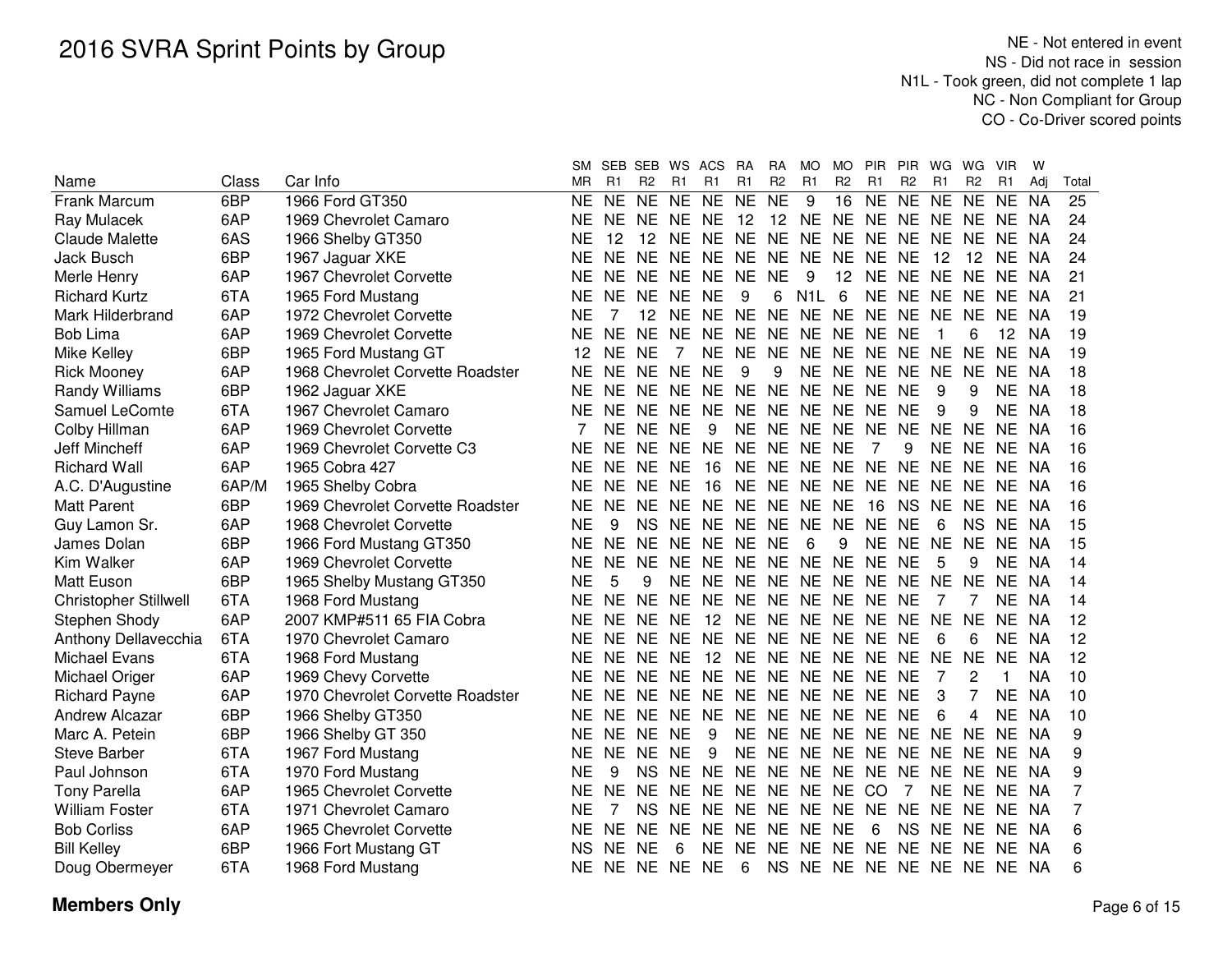# 2016 SVRA Sprint Points by Group

NE - Not entered in event
NS - Did not race in session
N1L - Took green, did not complete 1 lap
NC - Non Compliant for Group
CO - Co-Driver scored points

| Name | Class | Car Info | SM MR | SEB R1 | SEB R2 | WS R1 | ACS R1 | RA R1 | RA R2 | MO R1 | MO R2 | PIR R1 | PIR R2 | WG R1 | WG R2 | VIR R1 | W Adj | Total |
|---|---|---|---|---|---|---|---|---|---|---|---|---|---|---|---|---|---|---|
| Frank Marcum | 6BP | 1966 Ford GT350 | NE | NE | NE | NE | NE | NE | NE | 9 | 16 | NE | NE | NE | NE | NE | NA | 25 |
| Ray Mulacek | 6AP | 1969 Chevrolet Camaro | NE | NE | NE | NE | NE | 12 | 12 | NE | NE | NE | NE | NE | NE | NE | NA | 24 |
| Claude Malette | 6AS | 1966 Shelby GT350 | NE | 12 | 12 | NE | NE | NE | NE | NE | NE | NE | NE | NE | NE | NE | NA | 24 |
| Jack Busch | 6BP | 1967 Jaguar XKE | NE | NE | NE | NE | NE | NE | NE | NE | NE | NE | NE | 12 | 12 | NE | NA | 24 |
| Merle Henry | 6AP | 1967 Chevrolet Corvette | NE | NE | NE | NE | NE | NE | NE | 9 | 12 | NE | NE | NE | NE | NE | NA | 21 |
| Richard Kurtz | 6TA | 1965 Ford Mustang | NE | NE | NE | NE | NE | 9 | 6 | N1L | 6 | NE | NE | NE | NE | NE | NA | 21 |
| Mark Hilderbrand | 6AP | 1972 Chevrolet Corvette | NE | 7 | 12 | NE | NE | NE | NE | NE | NE | NE | NE | NE | NE | NE | NA | 19 |
| Bob Lima | 6AP | 1969 Chevrolet Corvette | NE | NE | NE | NE | NE | NE | NE | NE | NE | NE | NE | 1 | 6 | 12 | NA | 19 |
| Mike Kelley | 6BP | 1965 Ford Mustang GT | 12 | NE | NE | 7 | NE | NE | NE | NE | NE | NE | NE | NE | NE | NE | NA | 19 |
| Rick Mooney | 6AP | 1968 Chevrolet Corvette Roadster | NE | NE | NE | NE | NE | 9 | 9 | NE | NE | NE | NE | NE | NE | NE | NA | 18 |
| Randy Williams | 6BP | 1962 Jaguar XKE | NE | NE | NE | NE | NE | NE | NE | NE | NE | NE | NE | 9 | 9 | NE | NA | 18 |
| Samuel LeComte | 6TA | 1967 Chevrolet Camaro | NE | NE | NE | NE | NE | NE | NE | NE | NE | NE | NE | 9 | 9 | NE | NA | 18 |
| Colby Hillman | 6AP | 1969 Chevrolet Corvette | 7 | NE | NE | NE | 9 | NE | NE | NE | NE | NE | NE | NE | NE | NE | NA | 16 |
| Jeff Mincheff | 6AP | 1969 Chevrolet Corvette C3 | NE | NE | NE | NE | NE | NE | NE | NE | NE | 7 | 9 | NE | NE | NE | NA | 16 |
| Richard Wall | 6AP | 1965 Cobra 427 | NE | NE | NE | NE | 16 | NE | NE | NE | NE | NE | NE | NE | NE | NE | NA | 16 |
| A.C. D'Augustine | 6AP/M | 1965 Shelby Cobra | NE | NE | NE | NE | 16 | NE | NE | NE | NE | NE | NE | NE | NE | NE | NA | 16 |
| Matt Parent | 6BP | 1969 Chevrolet Corvette Roadster | NE | NE | NE | NE | NE | NE | NE | NE | NE | 16 | NS | NE | NE | NE | NA | 16 |
| Guy Lamon Sr. | 6AP | 1968 Chevrolet Corvette | NE | 9 | NS | NE | NE | NE | NE | NE | NE | NE | NE | 6 | NS | NE | NA | 15 |
| James Dolan | 6BP | 1966 Ford Mustang GT350 | NE | NE | NE | NE | NE | NE | NE | 6 | 9 | NE | NE | NE | NE | NE | NA | 15 |
| Kim Walker | 6AP | 1969 Chevrolet Corvette | NE | NE | NE | NE | NE | NE | NE | NE | NE | NE | NE | 5 | 9 | NE | NA | 14 |
| Matt Euson | 6BP | 1965 Shelby Mustang GT350 | NE | 5 | 9 | NE | NE | NE | NE | NE | NE | NE | NE | NE | NE | NE | NA | 14 |
| Christopher Stillwell | 6TA | 1968 Ford Mustang | NE | NE | NE | NE | NE | NE | NE | NE | NE | NE | NE | 7 | 7 | NE | NA | 14 |
| Stephen Shody | 6AP | 2007 KMP#511 65 FIA Cobra | NE | NE | NE | NE | 12 | NE | NE | NE | NE | NE | NE | NE | NE | NE | NA | 12 |
| Anthony Dellavecchia | 6TA | 1970 Chevrolet Camaro | NE | NE | NE | NE | NE | NE | NE | NE | NE | NE | NE | 6 | 6 | NE | NA | 12 |
| Michael Evans | 6TA | 1968 Ford Mustang | NE | NE | NE | NE | 12 | NE | NE | NE | NE | NE | NE | NE | NE | NE | NA | 12 |
| Michael Origer | 6AP | 1969 Chevy Corvette | NE | NE | NE | NE | NE | NE | NE | NE | NE | NE | NE | 7 | 2 | 1 | NA | 10 |
| Richard Payne | 6AP | 1970 Chevrolet Corvette Roadster | NE | NE | NE | NE | NE | NE | NE | NE | NE | NE | NE | 3 | 7 | NE | NA | 10 |
| Andrew Alcazar | 6BP | 1966 Shelby GT350 | NE | NE | NE | NE | NE | NE | NE | NE | NE | NE | NE | 6 | 4 | NE | NA | 10 |
| Marc A. Petein | 6BP | 1966 Shelby GT 350 | NE | NE | NE | NE | 9 | NE | NE | NE | NE | NE | NE | NE | NE | NE | NA | 9 |
| Steve Barber | 6TA | 1967 Ford Mustang | NE | NE | NE | NE | 9 | NE | NE | NE | NE | NE | NE | NE | NE | NE | NA | 9 |
| Paul Johnson | 6TA | 1970 Ford Mustang | NE | 9 | NS | NE | NE | NE | NE | NE | NE | NE | NE | NE | NE | NE | NA | 9 |
| Tony Parella | 6AP | 1965 Chevrolet Corvette | NE | NE | NE | NE | NE | NE | NE | NE | NE | CO | 7 | NE | NE | NE | NA | 7 |
| William Foster | 6TA | 1971 Chevrolet Camaro | NE | 7 | NS | NE | NE | NE | NE | NE | NE | NE | NE | NE | NE | NE | NA | 7 |
| Bob Corliss | 6AP | 1965 Chevrolet Corvette | NE | NE | NE | NE | NE | NE | NE | NE | NE | 6 | NS | NE | NE | NE | NA | 6 |
| Bill Kelley | 6BP | 1966 Fort Mustang GT | NS | NE | NE | 6 | NE | NE | NE | NE | NE | NE | NE | NE | NE | NE | NA | 6 |
| Doug Obermeyer | 6TA | 1968 Ford Mustang | NE | NE | NE | NE | NE | 6 | NS | NE | NE | NE | NE | NE | NE | NE | NA | 6 |

**Members Only**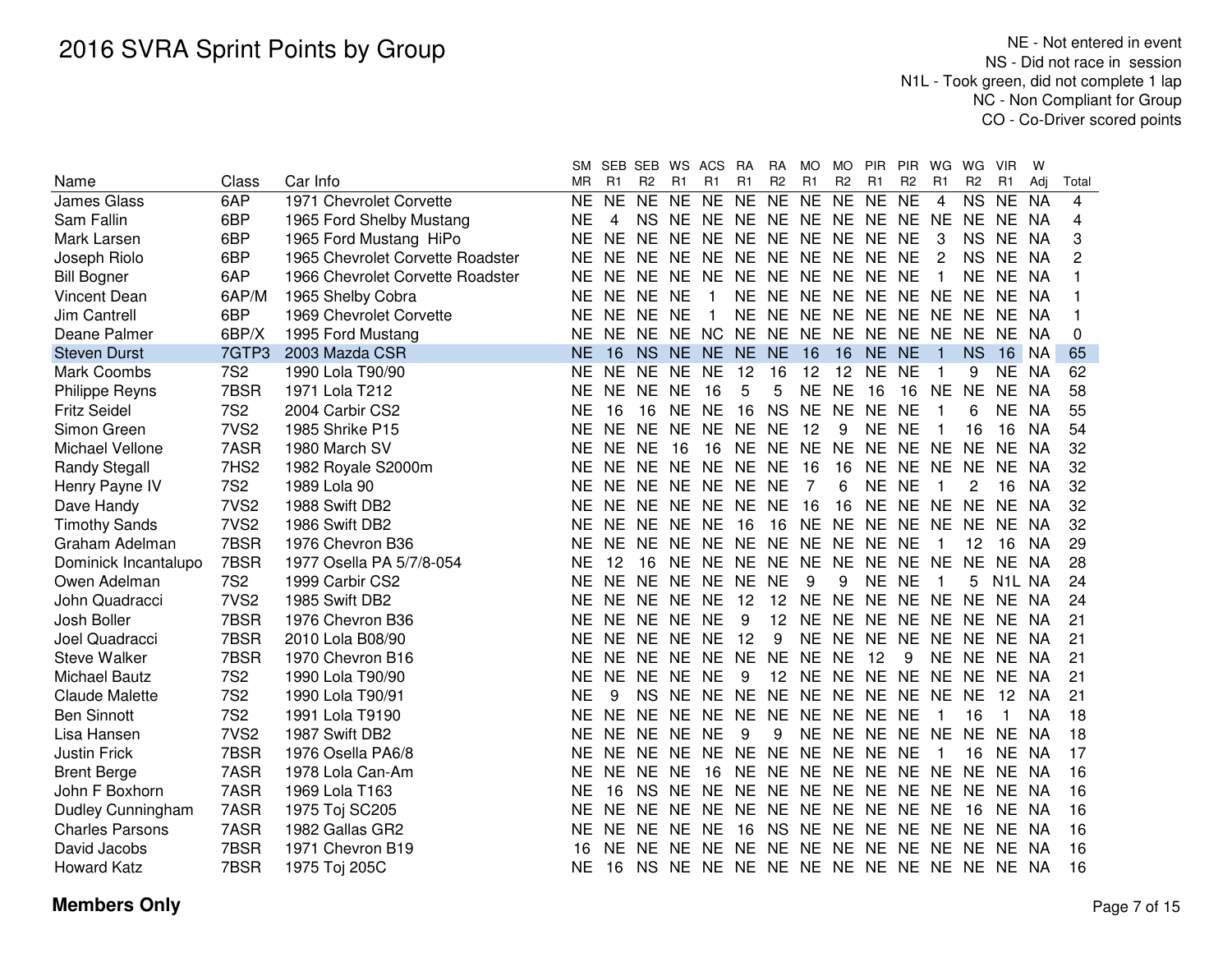# 2016 SVRA Sprint Points by Group

NE - Not entered in event
NS - Did not race in session
N1L - Took green, did not complete 1 lap
NC - Non Compliant for Group
CO - Co-Driver scored points

| Name | Class | Car Info | SM MR | SEB R1 | SEB R2 | WS R1 | ACS R1 | RA R1 | RA R2 | MO R1 | MO R2 | PIR R1 | PIR R2 | WG R1 | WG R2 | VIR R1 | W Adj | Total |
|---|---|---|---|---|---|---|---|---|---|---|---|---|---|---|---|---|---|---|
| James Glass | 6AP | 1971 Chevrolet Corvette | NE | NE | NE | NE | NE | NE | NE | NE | NE | NE | NE | 4 | NS | NE | NA | 4 |
| Sam Fallin | 6BP | 1965 Ford Shelby Mustang | NE | 4 | NS | NE | NE | NE | NE | NE | NE | NE | NE | NE | NE | NE | NA | 4 |
| Mark Larsen | 6BP | 1965 Ford Mustang HiPo | NE | NE | NE | NE | NE | NE | NE | NE | NE | NE | NE | 3 | NS | NE | NA | 3 |
| Joseph Riolo | 6BP | 1965 Chevrolet Corvette Roadster | NE | NE | NE | NE | NE | NE | NE | NE | NE | NE | NE | 2 | NS | NE | NA | 2 |
| Bill Bogner | 6AP | 1966 Chevrolet Corvette Roadster | NE | NE | NE | NE | NE | NE | NE | NE | NE | NE | NE | 1 | NE | NE | NA | 1 |
| Vincent Dean | 6AP/M | 1965 Shelby Cobra | NE | NE | NE | NE | 1 | NE | NE | NE | NE | NE | NE | NE | NE | NE | NA | 1 |
| Jim Cantrell | 6BP | 1969 Chevrolet Corvette | NE | NE | NE | NE | 1 | NE | NE | NE | NE | NE | NE | NE | NE | NE | NA | 1 |
| Deane Palmer | 6BP/X | 1995 Ford Mustang | NE | NE | NE | NE | NC | NE | NE | NE | NE | NE | NE | NE | NE | NE | NA | 0 |
| Steven Durst | 7GTP3 | 2003 Mazda CSR | NE | 16 | NS | NE | NE | NE | NE | 16 | 16 | NE | NE | 1 | NS | 16 | NA | 65 |
| Mark Coombs | 7S2 | 1990 Lola T90/90 | NE | NE | NE | NE | NE | 12 | 16 | 12 | 12 | NE | NE | 1 | 9 | NE | NA | 62 |
| Philippe Reyns | 7BSR | 1971 Lola T212 | NE | NE | NE | NE | 16 | 5 | 5 | NE | NE | 16 | 16 | NE | NE | NE | NA | 58 |
| Fritz Seidel | 7S2 | 2004 Carbir CS2 | NE | 16 | 16 | NE | NE | 16 | NS | NE | NE | NE | NE | 1 | 6 | NE | NA | 55 |
| Simon Green | 7VS2 | 1985 Shrike P15 | NE | NE | NE | NE | NE | NE | NE | 12 | 9 | NE | NE | 1 | 16 | 16 | NA | 54 |
| Michael Vellone | 7ASR | 1980 March SV | NE | NE | NE | 16 | 16 | NE | NE | NE | NE | NE | NE | NE | NE | NE | NA | 32 |
| Randy Stegall | 7HS2 | 1982 Royale S2000m | NE | NE | NE | NE | NE | NE | NE | 16 | 16 | NE | NE | NE | NE | NE | NA | 32 |
| Henry Payne IV | 7S2 | 1989 Lola 90 | NE | NE | NE | NE | NE | NE | NE | 7 | 6 | NE | NE | 1 | 2 | 16 | NA | 32 |
| Dave Handy | 7VS2 | 1988 Swift DB2 | NE | NE | NE | NE | NE | NE | NE | 16 | 16 | NE | NE | NE | NE | NE | NA | 32 |
| Timothy Sands | 7VS2 | 1986 Swift DB2 | NE | NE | NE | NE | NE | 16 | 16 | NE | NE | NE | NE | NE | NE | NE | NA | 32 |
| Graham Adelman | 7BSR | 1976 Chevron B36 | NE | NE | NE | NE | NE | NE | NE | NE | NE | NE | NE | 1 | 12 | 16 | NA | 29 |
| Dominick Incantalupo | 7BSR | 1977 Osella PA 5/7/8-054 | NE | 12 | 16 | NE | NE | NE | NE | NE | NE | NE | NE | NE | NE | NE | NA | 28 |
| Owen Adelman | 7S2 | 1999 Carbir CS2 | NE | NE | NE | NE | NE | NE | NE | 9 | 9 | NE | NE | 1 | 5 | N1L | NA | 24 |
| John Quadracci | 7VS2 | 1985 Swift DB2 | NE | NE | NE | NE | NE | 12 | 12 | NE | NE | NE | NE | NE | NE | NE | NA | 24 |
| Josh Boller | 7BSR | 1976 Chevron B36 | NE | NE | NE | NE | NE | 9 | 12 | NE | NE | NE | NE | NE | NE | NE | NA | 21 |
| Joel Quadracci | 7BSR | 2010 Lola B08/90 | NE | NE | NE | NE | NE | 12 | 9 | NE | NE | NE | NE | NE | NE | NE | NA | 21 |
| Steve Walker | 7BSR | 1970 Chevron B16 | NE | NE | NE | NE | NE | NE | NE | NE | NE | 12 | 9 | NE | NE | NE | NA | 21 |
| Michael Bautz | 7S2 | 1990 Lola T90/90 | NE | NE | NE | NE | NE | 9 | 12 | NE | NE | NE | NE | NE | NE | NE | NA | 21 |
| Claude Malette | 7S2 | 1990 Lola T90/91 | NE | 9 | NS | NE | NE | NE | NE | NE | NE | NE | NE | NE | NE | 12 | NA | 21 |
| Ben Sinnott | 7S2 | 1991 Lola T9190 | NE | NE | NE | NE | NE | NE | NE | NE | NE | NE | NE | 1 | 16 | 1 | NA | 18 |
| Lisa Hansen | 7VS2 | 1987 Swift DB2 | NE | NE | NE | NE | NE | 9 | 9 | NE | NE | NE | NE | NE | NE | NE | NA | 18 |
| Justin Frick | 7BSR | 1976 Osella PA6/8 | NE | NE | NE | NE | NE | NE | NE | NE | NE | NE | NE | 1 | 16 | NE | NA | 17 |
| Brent Berge | 7ASR | 1978 Lola Can-Am | NE | NE | NE | NE | 16 | NE | NE | NE | NE | NE | NE | NE | NE | NE | NA | 16 |
| John F Boxhorn | 7ASR | 1969 Lola T163 | NE | 16 | NS | NE | NE | NE | NE | NE | NE | NE | NE | NE | NE | NE | NA | 16 |
| Dudley Cunningham | 7ASR | 1975 Toj SC205 | NE | NE | NE | NE | NE | NE | NE | NE | NE | NE | NE | NE | 16 | NE | NA | 16 |
| Charles Parsons | 7ASR | 1982 Gallas GR2 | NE | NE | NE | NE | NE | 16 | NS | NE | NE | NE | NE | NE | NE | NE | NA | 16 |
| David Jacobs | 7BSR | 1971 Chevron B19 | 16 | NE | NE | NE | NE | NE | NE | NE | NE | NE | NE | NE | NE | NE | NA | 16 |
| Howard Katz | 7BSR | 1975 Toj 205C | NE | 16 | NS | NE | NE | NE | NE | NE | NE | NE | NE | NE | NE | NE | NA | 16 |

**Members Only**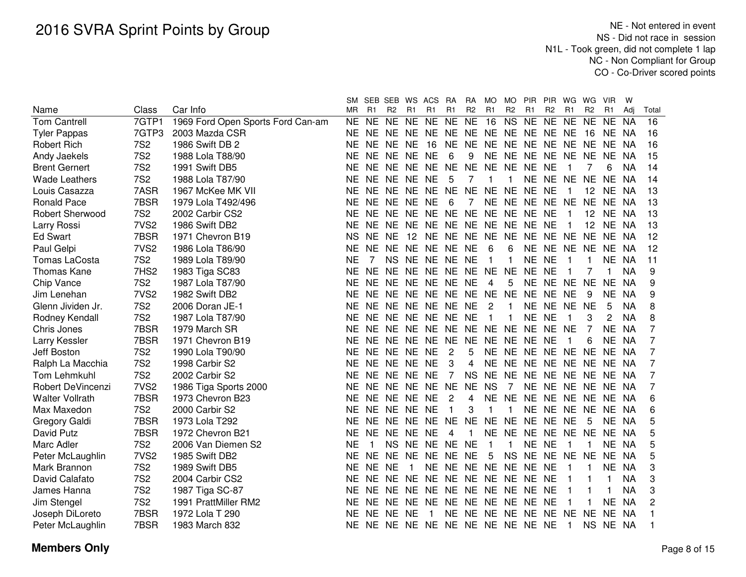# 2016 SVRA Sprint Points by Group

NE - Not entered in event
NS - Did not race in session
N1L - Took green, did not complete 1 lap
NC - Non Compliant for Group
CO - Co-Driver scored points

| Name | Class | Car Info | SM MR | SEB R1 | SEB R2 | WS R1 | ACS R1 | RA R1 | RA R2 | MO R1 | MO R2 | PIR R1 | PIR R2 | WG R1 | WG R2 | VIR R1 | W Adj | Total |
|---|---|---|---|---|---|---|---|---|---|---|---|---|---|---|---|---|---|---|
| Tom Cantrell | 7GTP1 | 1969 Ford Open Sports Ford Can-am | NE | NE | NE | NE | NE | NE | NE | 16 | NS | NE | NE | NE | NE | NE | NA | 16 |
| Tyler Pappas | 7GTP3 | 2003 Mazda CSR | NE | NE | NE | NE | NE | NE | NE | NE | NE | NE | NE | NE | 16 | NE | NA | 16 |
| Robert Rich | 7S2 | 1986 Swift DB 2 | NE | NE | NE | NE | 16 | NE | NE | NE | NE | NE | NE | NE | NE | NE | NA | 16 |
| Andy Jaekels | 7S2 | 1988 Lola T88/90 | NE | NE | NE | NE | NE | 6 | 9 | NE | NE | NE | NE | NE | NE | NE | NA | 15 |
| Brent Gernert | 7S2 | 1991 Swift DB5 | NE | NE | NE | NE | NE | NE | NE | NE | NE | NE | NE | 1 | 7 | 6 | NA | 14 |
| Wade Leathers | 7S2 | 1988 Lola T87/90 | NE | NE | NE | NE | NE | 5 | 7 | 1 | 1 | NE | NE | NE | NE | NE | NA | 14 |
| Louis Casazza | 7ASR | 1967 McKee MK VII | NE | NE | NE | NE | NE | NE | NE | NE | NE | NE | NE | 1 | 12 | NE | NA | 13 |
| Ronald Pace | 7BSR | 1979 Lola T492/496 | NE | NE | NE | NE | NE | 6 | 7 | NE | NE | NE | NE | NE | NE | NE | NA | 13 |
| Robert Sherwood | 7S2 | 2002 Carbir CS2 | NE | NE | NE | NE | NE | NE | NE | NE | NE | NE | NE | 1 | 12 | NE | NA | 13 |
| Larry Rossi | 7VS2 | 1986 Swift DB2 | NE | NE | NE | NE | NE | NE | NE | NE | NE | NE | NE | 1 | 12 | NE | NA | 13 |
| Ed Swart | 7BSR | 1971 Chevron B19 | NS | NE | NE | 12 | NE | NE | NE | NE | NE | NE | NE | NE | NE | NE | NA | 12 |
| Paul Gelpi | 7VS2 | 1986 Lola T86/90 | NE | NE | NE | NE | NE | NE | NE | 6 | 6 | NE | NE | NE | NE | NE | NA | 12 |
| Tomas LaCosta | 7S2 | 1989 Lola T89/90 | NE | 7 | NS | NE | NE | NE | NE | 1 | 1 | NE | NE | 1 | 1 | NE | NA | 11 |
| Thomas Kane | 7HS2 | 1983 Tiga SC83 | NE | NE | NE | NE | NE | NE | NE | NE | NE | NE | NE | 1 | 7 | 1 | NA | 9 |
| Chip Vance | 7S2 | 1987 Lola T87/90 | NE | NE | NE | NE | NE | NE | NE | 4 | 5 | NE | NE | NE | NE | NE | NA | 9 |
| Jim Lenehan | 7VS2 | 1982 Swift DB2 | NE | NE | NE | NE | NE | NE | NE | NE | NE | NE | NE | NE | 9 | NE | NA | 9 |
| Glenn Jividen Jr. | 7S2 | 2006 Doran JE-1 | NE | NE | NE | NE | NE | NE | NE | 2 | 1 | NE | NE | NE | NE | 5 | NA | 8 |
| Rodney Kendall | 7S2 | 1987 Lola T87/90 | NE | NE | NE | NE | NE | NE | NE | 1 | 1 | NE | NE | 1 | 3 | 2 | NA | 8 |
| Chris Jones | 7BSR | 1979 March SR | NE | NE | NE | NE | NE | NE | NE | NE | NE | NE | NE | NE | 7 | NE | NA | 7 |
| Larry Kessler | 7BSR | 1971 Chevron B19 | NE | NE | NE | NE | NE | NE | NE | NE | NE | NE | NE | 1 | 6 | NE | NA | 7 |
| Jeff Boston | 7S2 | 1990 Lola T90/90 | NE | NE | NE | NE | NE | 2 | 5 | NE | NE | NE | NE | NE | NE | NE | NA | 7 |
| Ralph La Macchia | 7S2 | 1998 Carbir S2 | NE | NE | NE | NE | NE | 3 | 4 | NE | NE | NE | NE | NE | NE | NE | NA | 7 |
| Tom Lehmkuhl | 7S2 | 2002 Carbir S2 | NE | NE | NE | NE | NE | 7 | NS | NE | NE | NE | NE | NE | NE | NE | NA | 7 |
| Robert DeVincenzi | 7VS2 | 1986 Tiga Sports 2000 | NE | NE | NE | NE | NE | NE | NE | NS | 7 | NE | NE | NE | NE | NE | NA | 7 |
| Walter Vollrath | 7BSR | 1973 Chevron B23 | NE | NE | NE | NE | NE | 2 | 4 | NE | NE | NE | NE | NE | NE | NE | NA | 6 |
| Max Maxedon | 7S2 | 2000 Carbir S2 | NE | NE | NE | NE | NE | 1 | 3 | 1 | 1 | NE | NE | NE | NE | NE | NA | 6 |
| Gregory Galdi | 7BSR | 1973 Lola T292 | NE | NE | NE | NE | NE | NE | NE | NE | NE | NE | NE | NE | 5 | NE | NA | 5 |
| David Putz | 7BSR | 1972 Chevron B21 | NE | NE | NE | NE | NE | 4 | 1 | NE | NE | NE | NE | NE | NE | NE | NA | 5 |
| Marc Adler | 7S2 | 2006 Van Diemen S2 | NE | 1 | NS | NE | NE | NE | NE | 1 | 1 | NE | NE | 1 | 1 | NE | NA | 5 |
| Peter McLaughlin | 7VS2 | 1985 Swift DB2 | NE | NE | NE | NE | NE | NE | NE | 5 | NS | NE | NE | NE | NE | NE | NA | 5 |
| Mark Brannon | 7S2 | 1989 Swift DB5 | NE | NE | NE | 1 | NE | NE | NE | NE | NE | NE | NE | 1 | 1 | NE | NA | 3 |
| David Calafato | 7S2 | 2004 Carbir CS2 | NE | NE | NE | NE | NE | NE | NE | NE | NE | NE | NE | 1 | 1 | 1 | NA | 3 |
| James Hanna | 7S2 | 1987 Tiga SC-87 | NE | NE | NE | NE | NE | NE | NE | NE | NE | NE | NE | 1 | 1 | 1 | NA | 3 |
| Jim Stengel | 7S2 | 1991 PrattMiller RM2 | NE | NE | NE | NE | NE | NE | NE | NE | NE | NE | NE | 1 | 1 | NE | NA | 2 |
| Joseph DiLoreto | 7BSR | 1972 Lola T 290 | NE | NE | NE | NE | 1 | NE | NE | NE | NE | NE | NE | NE | NE | NE | NA | 1 |
| Peter McLaughlin | 7BSR | 1983 March 832 | NE | NE | NE | NE | NE | NE | NE | NE | NE | NE | NE | 1 | NS | NE | NA | 1 |

**Members Only**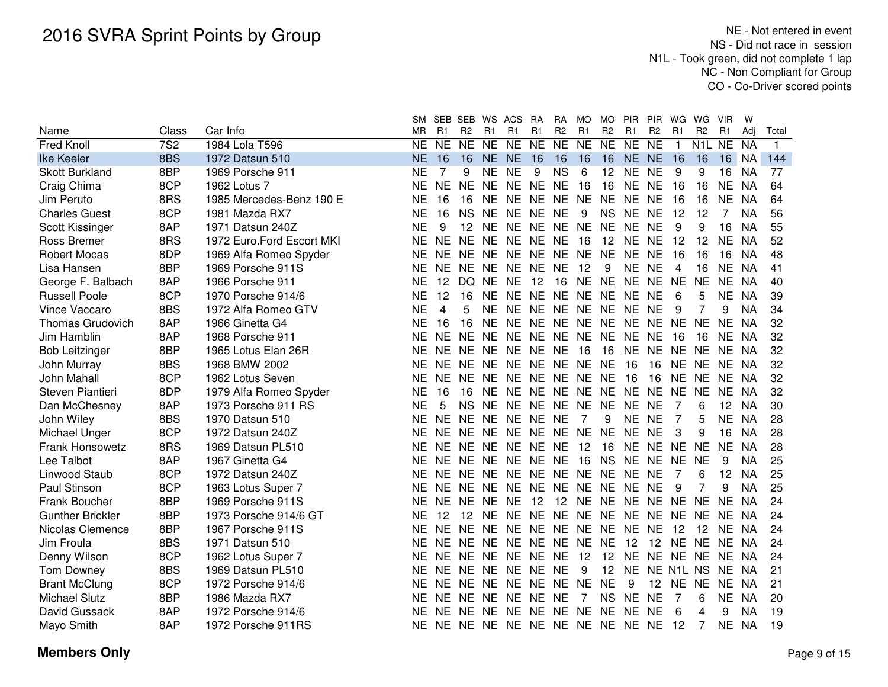# 2016 SVRA Sprint Points by Group

NE - Not entered in event
NS - Did not race in session
N1L - Took green, did not complete 1 lap
NC - Non Compliant for Group
CO - Co-Driver scored points

| Name | Class | Car Info | SM MR | SEB R1 | SEB R2 | WS R1 | ACS R1 | RA R1 | RA R2 | MO R1 | MO R2 | PIR R1 | PIR R2 | WG R1 | WG R2 | VIR R1 | W Adj | Total |
|---|---|---|---|---|---|---|---|---|---|---|---|---|---|---|---|---|---|---|
| Fred Knoll | 7S2 | 1984 Lola T596 | NE | NE | NE | NE | NE | NE | NE | NE | NE | NE | NE | 1 | N1L | NE | NA | 1 |
| Ike Keeler | 8BS | 1972 Datsun 510 | NE | 16 | 16 | NE | NE | 16 | 16 | 16 | 16 | NE | NE | 16 | 16 | 16 | NA | 144 |
| Skott Burkland | 8BP | 1969 Porsche 911 | NE | 7 | 9 | NE | NE | 9 | NS | 6 | 12 | NE | NE | 9 | 9 | 16 | NA | 77 |
| Craig Chima | 8CP | 1962 Lotus 7 | NE | NE | NE | NE | NE | NE | NE | 16 | 16 | NE | NE | 16 | 16 | NE | NA | 64 |
| Jim Peruto | 8RS | 1985 Mercedes-Benz 190 E | NE | 16 | 16 | NE | NE | NE | NE | NE | NE | NE | NE | 16 | 16 | NE | NA | 64 |
| Charles Guest | 8CP | 1981 Mazda RX7 | NE | 16 | NS | NE | NE | NE | NE | 9 | NS | NE | NE | 12 | 12 | 7 | NA | 56 |
| Scott Kissinger | 8AP | 1971 Datsun 240Z | NE | 9 | 12 | NE | NE | NE | NE | NE | NE | NE | NE | 9 | 9 | 16 | NA | 55 |
| Ross Bremer | 8RS | 1972 Euro.Ford Escort MKI | NE | NE | NE | NE | NE | NE | NE | 16 | 12 | NE | NE | 12 | 12 | NE | NA | 52 |
| Robert Mocas | 8DP | 1969 Alfa Romeo Spyder | NE | NE | NE | NE | NE | NE | NE | NE | NE | NE | NE | 16 | 16 | 16 | NA | 48 |
| Lisa Hansen | 8BP | 1969 Porsche 911S | NE | NE | NE | NE | NE | NE | NE | 12 | 9 | NE | NE | 4 | 16 | NE | NA | 41 |
| George F. Balbach | 8AP | 1966 Porsche 911 | NE | 12 | DQ | NE | NE | 12 | 16 | NE | NE | NE | NE | NE | NE | NE | NA | 40 |
| Russell Poole | 8CP | 1970 Porsche 914/6 | NE | 12 | 16 | NE | NE | NE | NE | NE | NE | NE | NE | 6 | 5 | NE | NA | 39 |
| Vince Vaccaro | 8BS | 1972 Alfa Romeo GTV | NE | 4 | 5 | NE | NE | NE | NE | NE | NE | NE | NE | 9 | 7 | 9 | NA | 34 |
| Thomas Grudovich | 8AP | 1966 Ginetta G4 | NE | 16 | 16 | NE | NE | NE | NE | NE | NE | NE | NE | NE | NE | NE | NA | 32 |
| Jim Hamblin | 8AP | 1968 Porsche 911 | NE | NE | NE | NE | NE | NE | NE | NE | NE | NE | NE | 16 | 16 | NE | NA | 32 |
| Bob Leitzinger | 8BP | 1965 Lotus Elan 26R | NE | NE | NE | NE | NE | NE | NE | 16 | 16 | NE | NE | NE | NE | NE | NA | 32 |
| John Murray | 8BS | 1968 BMW 2002 | NE | NE | NE | NE | NE | NE | NE | NE | NE | 16 | 16 | NE | NE | NE | NA | 32 |
| John Mahall | 8CP | 1962 Lotus Seven | NE | NE | NE | NE | NE | NE | NE | NE | NE | 16 | 16 | NE | NE | NE | NA | 32 |
| Steven Piantieri | 8DP | 1979 Alfa Romeo Spyder | NE | 16 | 16 | NE | NE | NE | NE | NE | NE | NE | NE | NE | NE | NE | NA | 32 |
| Dan McChesney | 8AP | 1973 Porsche 911 RS | NE | 5 | NS | NE | NE | NE | NE | NE | NE | NE | NE | 7 | 6 | 12 | NA | 30 |
| John Wiley | 8BS | 1970 Datsun 510 | NE | NE | NE | NE | NE | NE | NE | 7 | 9 | NE | NE | 7 | 5 | NE | NA | 28 |
| Michael Unger | 8CP | 1972 Datsun 240Z | NE | NE | NE | NE | NE | NE | NE | NE | NE | NE | NE | 3 | 9 | 16 | NA | 28 |
| Frank Honsowetz | 8RS | 1969 Datsun PL510 | NE | NE | NE | NE | NE | NE | NE | 12 | 16 | NE | NE | NE | NE | NE | NA | 28 |
| Lee Talbot | 8AP | 1967 Ginetta G4 | NE | NE | NE | NE | NE | NE | NE | 16 | NS | NE | NE | NE | NE | 9 | NA | 25 |
| Linwood Staub | 8CP | 1972 Datsun 240Z | NE | NE | NE | NE | NE | NE | NE | NE | NE | NE | NE | 7 | 6 | 12 | NA | 25 |
| Paul Stinson | 8CP | 1963 Lotus Super 7 | NE | NE | NE | NE | NE | NE | NE | NE | NE | NE | NE | 9 | 7 | 9 | NA | 25 |
| Frank Boucher | 8BP | 1969 Porsche 911S | NE | NE | NE | NE | NE | 12 | 12 | NE | NE | NE | NE | NE | NE | NE | NA | 24 |
| Gunther Brickler | 8BP | 1973 Porsche 914/6 GT | NE | 12 | 12 | NE | NE | NE | NE | NE | NE | NE | NE | NE | NE | NE | NA | 24 |
| Nicolas Clemence | 8BP | 1967 Porsche 911S | NE | NE | NE | NE | NE | NE | NE | NE | NE | NE | NE | 12 | 12 | NE | NA | 24 |
| Jim Froula | 8BS | 1971 Datsun 510 | NE | NE | NE | NE | NE | NE | NE | NE | NE | 12 | 12 | NE | NE | NE | NA | 24 |
| Denny Wilson | 8CP | 1962 Lotus Super 7 | NE | NE | NE | NE | NE | NE | NE | 12 | 12 | NE | NE | NE | NE | NE | NA | 24 |
| Tom Downey | 8BS | 1969 Datsun PL510 | NE | NE | NE | NE | NE | NE | NE | 9 | 12 | NE | NE | N1L | NS | NE | NA | 21 |
| Brant McClung | 8CP | 1972 Porsche 914/6 | NE | NE | NE | NE | NE | NE | NE | NE | NE | 9 | 12 | NE | NE | NE | NA | 21 |
| Michael Slutz | 8BP | 1986 Mazda RX7 | NE | NE | NE | NE | NE | NE | NE | 7 | NS | NE | NE | 7 | 6 | NE | NA | 20 |
| David Gussack | 8AP | 1972 Porsche 914/6 | NE | NE | NE | NE | NE | NE | NE | NE | NE | NE | NE | 6 | 4 | 9 | NA | 19 |
| Mayo Smith | 8AP | 1972 Porsche 911RS | NE | NE | NE | NE | NE | NE | NE | NE | NE | NE | NE | 12 | 7 | NE | NA | 19 |

**Members Only**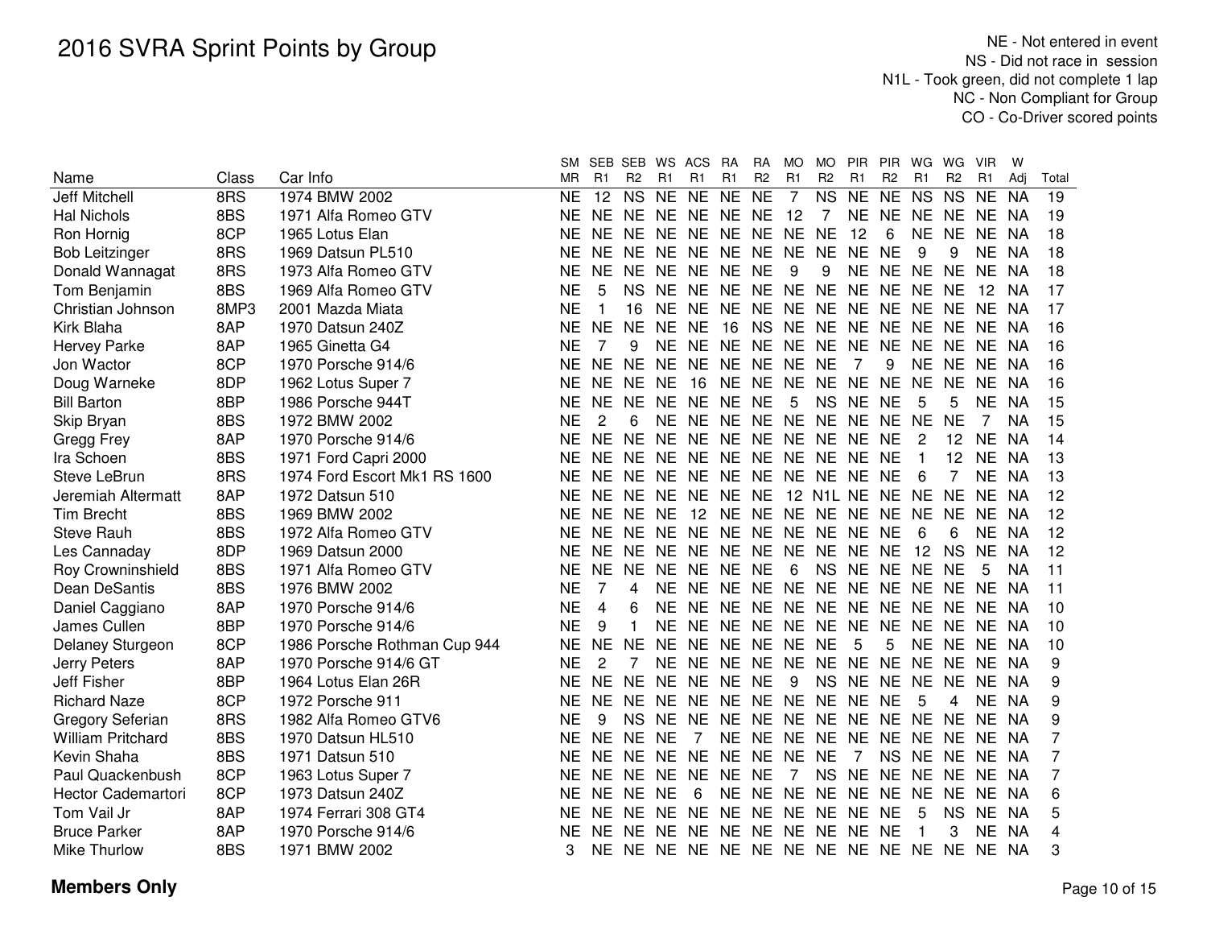# 2016 SVRA Sprint Points by Group

NE - Not entered in event
NS - Did not race in session
N1L - Took green, did not complete 1 lap
NC - Non Compliant for Group
CO - Co-Driver scored points

| Name | Class | Car Info | SM MR | SEB R1 | SEB R2 | WS R1 | ACS R1 | RA R1 | RA R2 | MO R1 | MO R2 | PIR R1 | PIR R2 | WG R1 | WG R2 | VIR R1 | W Adj | Total |
|---|---|---|---|---|---|---|---|---|---|---|---|---|---|---|---|---|---|---|
| Jeff Mitchell | 8RS | 1974 BMW 2002 | NE | 12 | NS | NE | NE | NE | NE | 7 | NS | NE | NE | NS | NS | NE | NA | 19 |
| Hal Nichols | 8BS | 1971 Alfa Romeo GTV | NE | NE | NE | NE | NE | NE | NE | 12 | 7 | NE | NE | NE | NE | NE | NA | 19 |
| Ron Hornig | 8CP | 1965 Lotus Elan | NE | NE | NE | NE | NE | NE | NE | NE | NE | 12 | 6 | NE | NE | NE | NA | 18 |
| Bob Leitzinger | 8RS | 1969 Datsun PL510 | NE | NE | NE | NE | NE | NE | NE | NE | NE | NE | NE | 9 | 9 | NE | NA | 18 |
| Donald Wannagat | 8RS | 1973 Alfa Romeo GTV | NE | NE | NE | NE | NE | NE | NE | 9 | 9 | NE | NE | NE | NE | NE | NA | 18 |
| Tom Benjamin | 8BS | 1969 Alfa Romeo GTV | NE | 5 | NS | NE | NE | NE | NE | NE | NE | NE | NE | NE | NE | 12 | NA | 17 |
| Christian Johnson | 8MP3 | 2001 Mazda Miata | NE | 1 | 16 | NE | NE | NE | NE | NE | NE | NE | NE | NE | NE | NE | NA | 17 |
| Kirk Blaha | 8AP | 1970 Datsun 240Z | NE | NE | NE | NE | NE | 16 | NS | NE | NE | NE | NE | NE | NE | NE | NA | 16 |
| Hervey Parke | 8AP | 1965 Ginetta G4 | NE | 7 | 9 | NE | NE | NE | NE | NE | NE | NE | NE | NE | NE | NE | NA | 16 |
| Jon Wactor | 8CP | 1970 Porsche 914/6 | NE | NE | NE | NE | NE | NE | NE | NE | NE | 7 | 9 | NE | NE | NE | NA | 16 |
| Doug Warneke | 8DP | 1962 Lotus Super 7 | NE | NE | NE | NE | 16 | NE | NE | NE | NE | NE | NE | NE | NE | NE | NA | 16 |
| Bill Barton | 8BP | 1986 Porsche 944T | NE | NE | NE | NE | NE | NE | NE | 5 | NS | NE | NE | 5 | 5 | NE | NA | 15 |
| Skip Bryan | 8BS | 1972 BMW 2002 | NE | 2 | 6 | NE | NE | NE | NE | NE | NE | NE | NE | NE | NE | 7 | NA | 15 |
| Gregg Frey | 8AP | 1970 Porsche 914/6 | NE | NE | NE | NE | NE | NE | NE | NE | NE | NE | NE | 2 | 12 | NE | NA | 14 |
| Ira Schoen | 8BS | 1971 Ford Capri 2000 | NE | NE | NE | NE | NE | NE | NE | NE | NE | NE | NE | 1 | 12 | NE | NA | 13 |
| Steve LeBrun | 8RS | 1974 Ford Escort Mk1 RS 1600 | NE | NE | NE | NE | NE | NE | NE | NE | NE | NE | NE | 6 | 7 | NE | NA | 13 |
| Jeremiah Altermatt | 8AP | 1972 Datsun 510 | NE | NE | NE | NE | NE | NE | NE | 12 | N1L | NE | NE | NE | NE | NE | NA | 12 |
| Tim Brecht | 8BS | 1969 BMW 2002 | NE | NE | NE | NE | 12 | NE | NE | NE | NE | NE | NE | NE | NE | NE | NA | 12 |
| Steve Rauh | 8BS | 1972 Alfa Romeo GTV | NE | NE | NE | NE | NE | NE | NE | NE | NE | NE | NE | 6 | 6 | NE | NA | 12 |
| Les Cannaday | 8DP | 1969 Datsun 2000 | NE | NE | NE | NE | NE | NE | NE | NE | NE | NE | NE | 12 | NS | NE | NA | 12 |
| Roy Crowninshield | 8BS | 1971 Alfa Romeo GTV | NE | NE | NE | NE | NE | NE | NE | 6 | NS | NE | NE | NE | NE | 5 | NA | 11 |
| Dean DeSantis | 8BS | 1976 BMW 2002 | NE | 7 | 4 | NE | NE | NE | NE | NE | NE | NE | NE | NE | NE | NE | NA | 11 |
| Daniel Caggiano | 8AP | 1970 Porsche 914/6 | NE | 4 | 6 | NE | NE | NE | NE | NE | NE | NE | NE | NE | NE | NE | NA | 10 |
| James Cullen | 8BP | 1970 Porsche 914/6 | NE | 9 | 1 | NE | NE | NE | NE | NE | NE | NE | NE | NE | NE | NE | NA | 10 |
| Delaney Sturgeon | 8CP | 1986 Porsche Rothman Cup 944 | NE | NE | NE | NE | NE | NE | NE | NE | NE | 5 | 5 | NE | NE | NE | NA | 10 |
| Jerry Peters | 8AP | 1970 Porsche 914/6 GT | NE | 2 | 7 | NE | NE | NE | NE | NE | NE | NE | NE | NE | NE | NE | NA | 9 |
| Jeff Fisher | 8BP | 1964 Lotus Elan 26R | NE | NE | NE | NE | NE | NE | NE | 9 | NS | NE | NE | NE | NE | NE | NA | 9 |
| Richard Naze | 8CP | 1972 Porsche 911 | NE | NE | NE | NE | NE | NE | NE | NE | NE | NE | NE | 5 | 4 | NE | NA | 9 |
| Gregory Seferian | 8RS | 1982 Alfa Romeo GTV6 | NE | 9 | NS | NE | NE | NE | NE | NE | NE | NE | NE | NE | NE | NE | NA | 9 |
| William Pritchard | 8BS | 1970 Datsun HL510 | NE | NE | NE | NE | 7 | NE | NE | NE | NE | NE | NE | NE | NE | NE | NA | 7 |
| Kevin Shaha | 8BS | 1971 Datsun 510 | NE | NE | NE | NE | NE | NE | NE | NE | NE | 7 | NS | NE | NE | NE | NA | 7 |
| Paul Quackenbush | 8CP | 1963 Lotus Super 7 | NE | NE | NE | NE | NE | NE | NE | 7 | NS | NE | NE | NE | NE | NE | NA | 7 |
| Hector Cademartori | 8CP | 1973 Datsun 240Z | NE | NE | NE | NE | 6 | NE | NE | NE | NE | NE | NE | NE | NE | NE | NA | 6 |
| Tom Vail Jr | 8AP | 1974 Ferrari 308 GT4 | NE | NE | NE | NE | NE | NE | NE | NE | NE | NE | NE | 5 | NS | NE | NA | 5 |
| Bruce Parker | 8AP | 1970 Porsche 914/6 | NE | NE | NE | NE | NE | NE | NE | NE | NE | NE | NE | 1 | 3 | NE | NA | 4 |
| Mike Thurlow | 8BS | 1971 BMW 2002 | 3 | NE | NE | NE | NE | NE | NE | NE | NE | NE | NE | NE | NE | NE | NA | 3 |

**Members Only**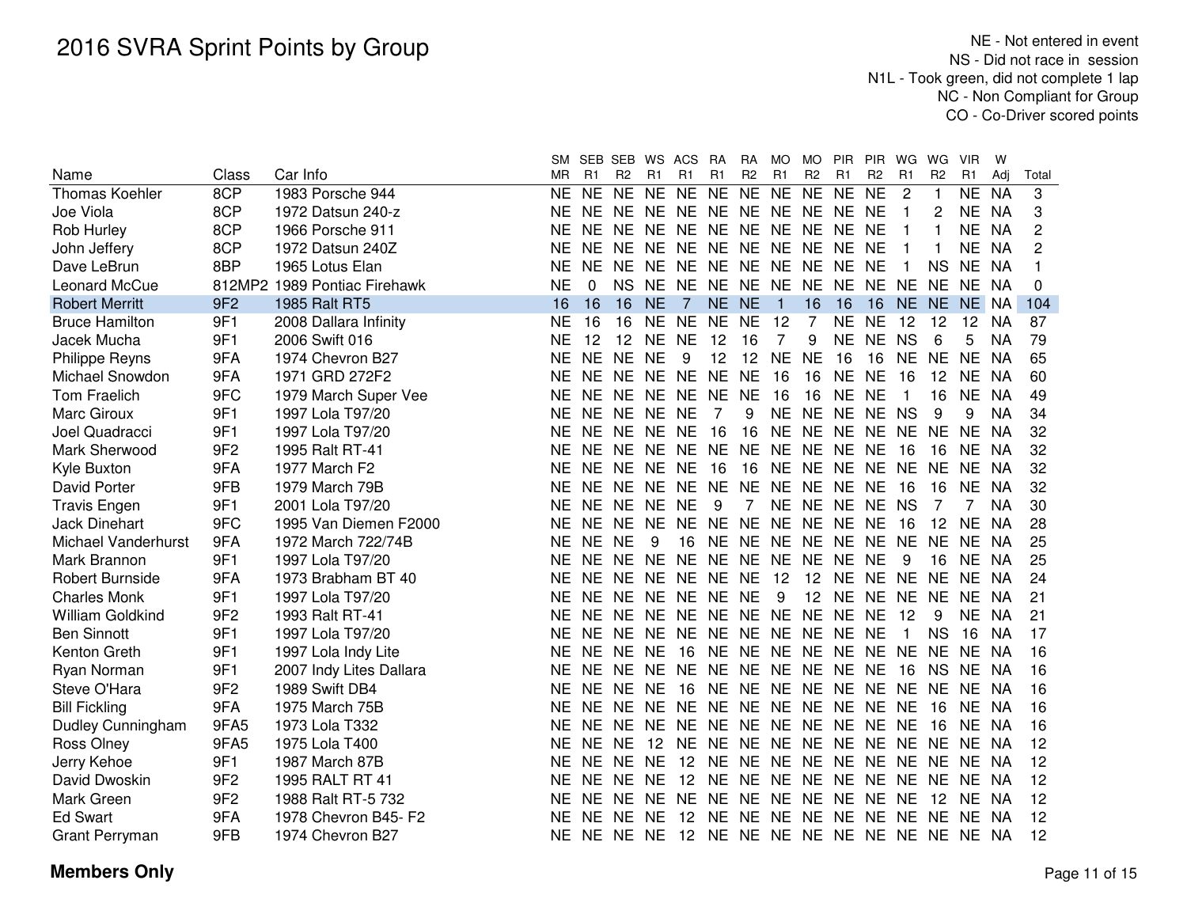# 2016 SVRA Sprint Points by Group

NE - Not entered in event
NS - Did not race in session
N1L - Took green, did not complete 1 lap
NC - Non Compliant for Group
CO - Co-Driver scored points

| Name | Class | Car Info | SM MR | SEB R1 | SEB R2 | WS R1 | ACS R1 | RA R1 | RA R2 | MO R1 | MO R2 | PIR R1 | PIR R2 | WG R1 | WG R2 | VIR R1 | W Adj | Total |
|---|---|---|---|---|---|---|---|---|---|---|---|---|---|---|---|---|---|---|
| Thomas Koehler | 8CP | 1983 Porsche 944 | NE | NE | NE | NE | NE | NE | NE | NE | NE | NE | NE | 2 | 1 | NE | NA | 3 |
| Joe Viola | 8CP | 1972 Datsun 240-z | NE | NE | NE | NE | NE | NE | NE | NE | NE | NE | NE | 1 | 2 | NE | NA | 3 |
| Rob Hurley | 8CP | 1966 Porsche 911 | NE | NE | NE | NE | NE | NE | NE | NE | NE | NE | NE | 1 | 1 | NE | NA | 2 |
| John Jeffery | 8CP | 1972 Datsun 240Z | NE | NE | NE | NE | NE | NE | NE | NE | NE | NE | NE | 1 | 1 | NE | NA | 2 |
| Dave LeBrun | 8BP | 1965 Lotus Elan | NE | NE | NE | NE | NE | NE | NE | NE | NE | NE | NE | 1 | NS | NE | NA | 1 |
| Leonard McCue | 812MP2 | 1989 Pontiac Firehawk | NE | 0 | NS | NE | NE | NE | NE | NE | NE | NE | NE | NE | NE | NE | NA | 0 |
| Robert Merritt | 9F2 | 1985 Ralt RT5 | 16 | 16 | 16 | NE | 7 | NE | NE | 1 | 16 | 16 | 16 | NE | NE | NE | NA | 104 |
| Bruce Hamilton | 9F1 | 2008 Dallara Infinity | NE | 16 | 16 | NE | NE | NE | NE | 12 | 7 | NE | NE | 12 | 12 | 12 | NA | 87 |
| Jacek Mucha | 9F1 | 2006 Swift 016 | NE | 12 | 12 | NE | NE | 12 | 16 | 7 | 9 | NE | NE | NS | 6 | 5 | NA | 79 |
| Philippe Reyns | 9FA | 1974 Chevron B27 | NE | NE | NE | NE | 9 | 12 | 12 | NE | NE | 16 | 16 | NE | NE | NE | NA | 65 |
| Michael Snowdon | 9FA | 1971 GRD 272F2 | NE | NE | NE | NE | NE | NE | NE | 16 | 16 | NE | NE | 16 | 12 | NE | NA | 60 |
| Tom Fraelich | 9FC | 1979 March Super Vee | NE | NE | NE | NE | NE | NE | NE | 16 | 16 | NE | NE | 1 | 16 | NE | NA | 49 |
| Marc Giroux | 9F1 | 1997 Lola T97/20 | NE | NE | NE | NE | NE | 7 | 9 | NE | NE | NE | NE | NS | 9 | 9 | NA | 34 |
| Joel Quadracci | 9F1 | 1997 Lola T97/20 | NE | NE | NE | NE | NE | 16 | 16 | NE | NE | NE | NE | NE | NE | NE | NA | 32 |
| Mark Sherwood | 9F2 | 1995 Ralt RT-41 | NE | NE | NE | NE | NE | NE | NE | NE | NE | NE | NE | 16 | 16 | NE | NA | 32 |
| Kyle Buxton | 9FA | 1977 March F2 | NE | NE | NE | NE | NE | 16 | 16 | NE | NE | NE | NE | NE | NE | NE | NA | 32 |
| David Porter | 9FB | 1979 March 79B | NE | NE | NE | NE | NE | NE | NE | NE | NE | NE | NE | 16 | 16 | NE | NA | 32 |
| Travis Engen | 9F1 | 2001 Lola T97/20 | NE | NE | NE | NE | NE | 9 | 7 | NE | NE | NE | NE | NS | 7 | 7 | NA | 30 |
| Jack Dinehart | 9FC | 1995 Van Diemen F2000 | NE | NE | NE | NE | NE | NE | NE | NE | NE | NE | NE | 16 | 12 | NE | NA | 28 |
| Michael Vanderhurst | 9FA | 1972 March 722/74B | NE | NE | NE | 9 | 16 | NE | NE | NE | NE | NE | NE | NE | NE | NE | NA | 25 |
| Mark Brannon | 9F1 | 1997 Lola T97/20 | NE | NE | NE | NE | NE | NE | NE | NE | NE | NE | NE | 9 | 16 | NE | NA | 25 |
| Robert Burnside | 9FA | 1973 Brabham BT 40 | NE | NE | NE | NE | NE | NE | NE | 12 | 12 | NE | NE | NE | NE | NE | NA | 24 |
| Charles Monk | 9F1 | 1997 Lola T97/20 | NE | NE | NE | NE | NE | NE | NE | 9 | 12 | NE | NE | NE | NE | NE | NA | 21 |
| William Goldkind | 9F2 | 1993 Ralt RT-41 | NE | NE | NE | NE | NE | NE | NE | NE | NE | NE | NE | 12 | 9 | NE | NA | 21 |
| Ben Sinnott | 9F1 | 1997 Lola T97/20 | NE | NE | NE | NE | NE | NE | NE | NE | NE | NE | NE | 1 | NS | 16 | NA | 17 |
| Kenton Greth | 9F1 | 1997 Lola Indy Lite | NE | NE | NE | NE | 16 | NE | NE | NE | NE | NE | NE | NE | NE | NE | NA | 16 |
| Ryan Norman | 9F1 | 2007 Indy Lites Dallara | NE | NE | NE | NE | NE | NE | NE | NE | NE | NE | NE | 16 | NS | NE | NA | 16 |
| Steve O'Hara | 9F2 | 1989 Swift DB4 | NE | NE | NE | NE | 16 | NE | NE | NE | NE | NE | NE | NE | NE | NE | NA | 16 |
| Bill Fickling | 9FA | 1975 March 75B | NE | NE | NE | NE | NE | NE | NE | NE | NE | NE | NE | NE | 16 | NE | NA | 16 |
| Dudley Cunningham | 9FA5 | 1973 Lola T332 | NE | NE | NE | NE | NE | NE | NE | NE | NE | NE | NE | NE | 16 | NE | NA | 16 |
| Ross Olney | 9FA5 | 1975 Lola T400 | NE | NE | NE | 12 | NE | NE | NE | NE | NE | NE | NE | NE | NE | NE | NA | 12 |
| Jerry Kehoe | 9F1 | 1987 March 87B | NE | NE | NE | NE | 12 | NE | NE | NE | NE | NE | NE | NE | NE | NE | NA | 12 |
| David Dwoskin | 9F2 | 1995 RALT RT 41 | NE | NE | NE | NE | 12 | NE | NE | NE | NE | NE | NE | NE | NE | NE | NA | 12 |
| Mark Green | 9F2 | 1988 Ralt RT-5 732 | NE | NE | NE | NE | NE | NE | NE | NE | NE | NE | NE | NE | 12 | NE | NA | 12 |
| Ed Swart | 9FA | 1978 Chevron B45- F2 | NE | NE | NE | NE | 12 | NE | NE | NE | NE | NE | NE | NE | NE | NE | NA | 12 |
| Grant Perryman | 9FB | 1974 Chevron B27 | NE | NE | NE | NE | 12 | NE | NE | NE | NE | NE | NE | NE | NE | NE | NA | 12 |

**Members Only**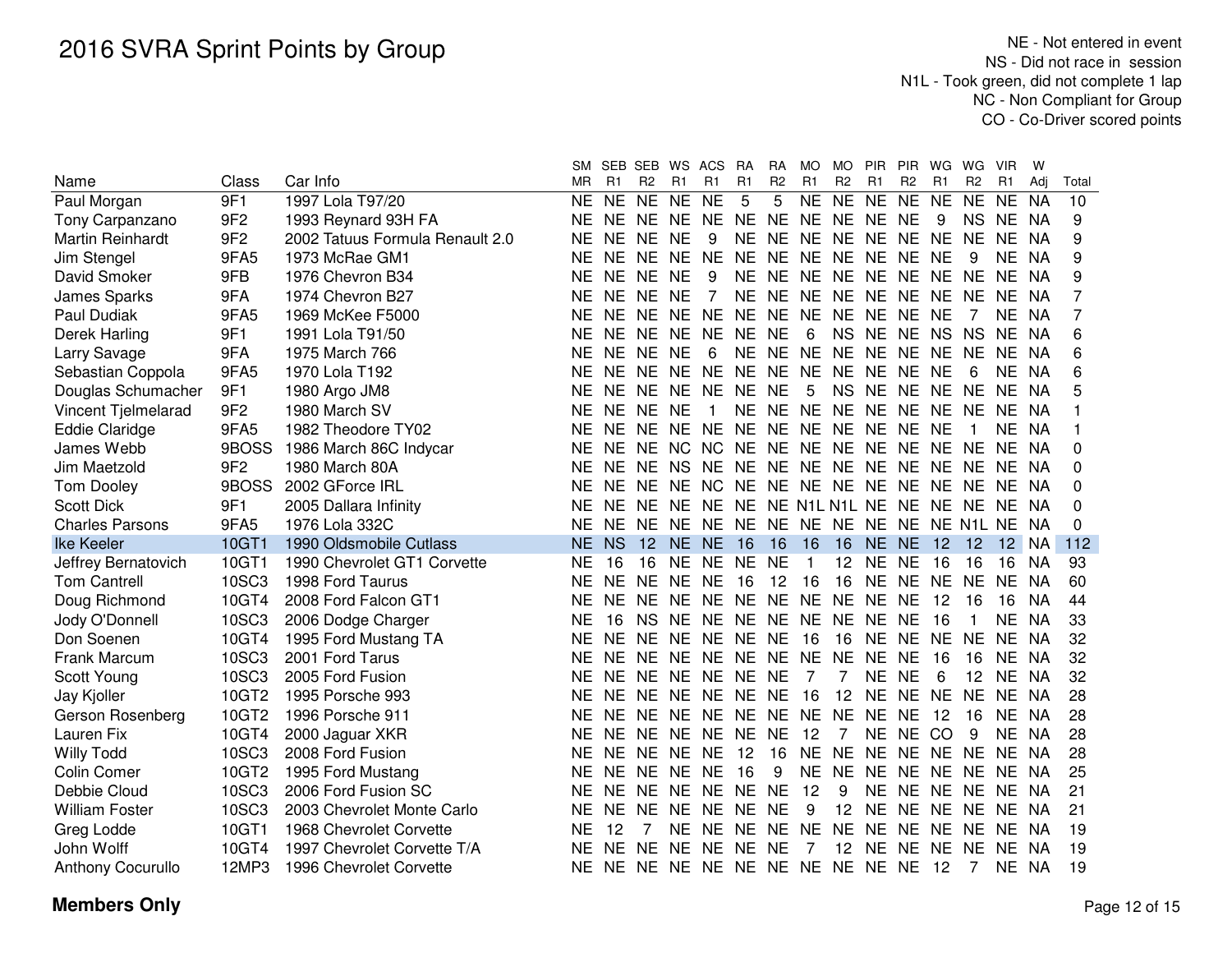# 2016 SVRA Sprint Points by Group

NE - Not entered in event
NS - Did not race in session
N1L - Took green, did not complete 1 lap
NC - Non Compliant for Group
CO - Co-Driver scored points

| Name | Class | Car Info | SM MR | SEB R1 | SEB R2 | WS R1 | ACS R1 | RA R1 | RA R2 | MO R1 | MO R2 | PIR R1 | PIR R2 | WG R1 | WG R2 | VIR R1 | W Adj | Total |
|---|---|---|---|---|---|---|---|---|---|---|---|---|---|---|---|---|---|---|
| Paul Morgan | 9F1 | 1997 Lola T97/20 | NE | NE | NE | NE | NE | 5 | 5 | NE | NE | NE | NE | NE | NE | NE | NA | 10 |
| Tony Carpanzano | 9F2 | 1993 Reynard 93H FA | NE | NE | NE | NE | NE | NE | NE | NE | NE | NE | NE | 9 | NS | NE | NA | 9 |
| Martin Reinhardt | 9F2 | 2002 Tatuus Formula Renault 2.0 | NE | NE | NE | NE | 9 | NE | NE | NE | NE | NE | NE | NE | NE | NE | NA | 9 |
| Jim Stengel | 9FA5 | 1973 McRae GM1 | NE | NE | NE | NE | NE | NE | NE | NE | NE | NE | NE | NE | 9 | NE | NA | 9 |
| David Smoker | 9FB | 1976 Chevron B34 | NE | NE | NE | NE | 9 | NE | NE | NE | NE | NE | NE | NE | NE | NE | NA | 9 |
| James Sparks | 9FA | 1974 Chevron B27 | NE | NE | NE | NE | 7 | NE | NE | NE | NE | NE | NE | NE | NE | NE | NA | 7 |
| Paul Dudiak | 9FA5 | 1969 McKee F5000 | NE | NE | NE | NE | NE | NE | NE | NE | NE | NE | NE | NE | 7 | NE | NA | 7 |
| Derek Harling | 9F1 | 1991 Lola T91/50 | NE | NE | NE | NE | NE | NE | NE | 6 | NS | NE | NE | NS | NS | NE | NA | 6 |
| Larry Savage | 9FA | 1975 March 766 | NE | NE | NE | NE | 6 | NE | NE | NE | NE | NE | NE | NE | NE | NE | NA | 6 |
| Sebastian Coppola | 9FA5 | 1970 Lola T192 | NE | NE | NE | NE | NE | NE | NE | NE | NE | NE | NE | NE | 6 | NE | NA | 6 |
| Douglas Schumacher | 9F1 | 1980 Argo JM8 | NE | NE | NE | NE | NE | NE | NE | 5 | NS | NE | NE | NE | NE | NE | NA | 5 |
| Vincent Tjelmelarad | 9F2 | 1980 March SV | NE | NE | NE | NE | 1 | NE | NE | NE | NE | NE | NE | NE | NE | NE | NA | 1 |
| Eddie Claridge | 9FA5 | 1982 Theodore TY02 | NE | NE | NE | NE | NE | NE | NE | NE | NE | NE | NE | NE | 1 | NE | NA | 1 |
| James Webb | 9BOSS | 1986 March 86C Indycar | NE | NE | NE | NC | NC | NE | NE | NE | NE | NE | NE | NE | NE | NE | NA | 0 |
| Jim Maetzold | 9F2 | 1980 March 80A | NE | NE | NE | NS | NE | NE | NE | NE | NE | NE | NE | NE | NE | NE | NA | 0 |
| Tom Dooley | 9BOSS | 2002 GForce IRL | NE | NE | NE | NE | NC | NE | NE | NE | NE | NE | NE | NE | NE | NE | NA | 0 |
| Scott Dick | 9F1 | 2005 Dallara Infinity | NE | NE | NE | NE | NE | NE | NE | N1L | N1L | NE | NE | NE | NE | NE | NA | 0 |
| Charles Parsons | 9FA5 | 1976 Lola 332C | NE | NE | NE | NE | NE | NE | NE | NE | NE | NE | NE | NE | N1L | NE | NA | 0 |
| Ike Keeler | 10GT1 | 1990 Oldsmobile Cutlass | NE | NS | 12 | NE | NE | 16 | 16 | 16 | 16 | NE | NE | 12 | 12 | 12 | NA | 112 |
| Jeffrey Bernatovich | 10GT1 | 1990 Chevrolet GT1 Corvette | NE | 16 | 16 | NE | NE | NE | NE | 1 | 12 | NE | NE | 16 | 16 | 16 | NA | 93 |
| Tom Cantrell | 10SC3 | 1998 Ford Taurus | NE | NE | NE | NE | NE | 16 | 12 | 16 | 16 | NE | NE | NE | NE | NE | NA | 60 |
| Doug Richmond | 10GT4 | 2008 Ford Falcon GT1 | NE | NE | NE | NE | NE | NE | NE | NE | NE | NE | NE | 12 | 16 | 16 | NA | 44 |
| Jody O'Donnell | 10SC3 | 2006 Dodge Charger | NE | 16 | NS | NE | NE | NE | NE | NE | NE | NE | NE | 16 | 1 | NE | NA | 33 |
| Don Soenen | 10GT4 | 1995 Ford Mustang TA | NE | NE | NE | NE | NE | NE | NE | 16 | 16 | NE | NE | NE | NE | NE | NA | 32 |
| Frank Marcum | 10SC3 | 2001 Ford Tarus | NE | NE | NE | NE | NE | NE | NE | NE | NE | NE | NE | 16 | 16 | NE | NA | 32 |
| Scott Young | 10SC3 | 2005 Ford Fusion | NE | NE | NE | NE | NE | NE | NE | 7 | 7 | NE | NE | 6 | 12 | NE | NA | 32 |
| Jay Kjoller | 10GT2 | 1995 Porsche 993 | NE | NE | NE | NE | NE | NE | NE | 16 | 12 | NE | NE | NE | NE | NE | NA | 28 |
| Gerson Rosenberg | 10GT2 | 1996 Porsche 911 | NE | NE | NE | NE | NE | NE | NE | NE | NE | NE | NE | 12 | 16 | NE | NA | 28 |
| Lauren Fix | 10GT4 | 2000 Jaguar XKR | NE | NE | NE | NE | NE | NE | NE | 12 | 7 | NE | NE | CO | 9 | NE | NA | 28 |
| Willy Todd | 10SC3 | 2008 Ford Fusion | NE | NE | NE | NE | NE | 12 | 16 | NE | NE | NE | NE | NE | NE | NE | NA | 28 |
| Colin Comer | 10GT2 | 1995 Ford Mustang | NE | NE | NE | NE | NE | 16 | 9 | NE | NE | NE | NE | NE | NE | NE | NA | 25 |
| Debbie Cloud | 10SC3 | 2006 Ford Fusion SC | NE | NE | NE | NE | NE | NE | NE | 12 | 9 | NE | NE | NE | NE | NE | NA | 21 |
| William Foster | 10SC3 | 2003 Chevrolet Monte Carlo | NE | NE | NE | NE | NE | NE | NE | 9 | 12 | NE | NE | NE | NE | NE | NA | 21 |
| Greg Lodde | 10GT1 | 1968 Chevrolet Corvette | NE | 12 | 7 | NE | NE | NE | NE | NE | NE | NE | NE | NE | NE | NE | NA | 19 |
| John Wolff | 10GT4 | 1997 Chevrolet Corvette T/A | NE | NE | NE | NE | NE | NE | NE | 7 | 12 | NE | NE | NE | NE | NE | NA | 19 |
| Anthony Cocurullo | 12MP3 | 1996 Chevrolet Corvette | NE | NE | NE | NE | NE | NE | NE | NE | NE | NE | NE | 12 | 7 | NE | NA | 19 |

**Members Only**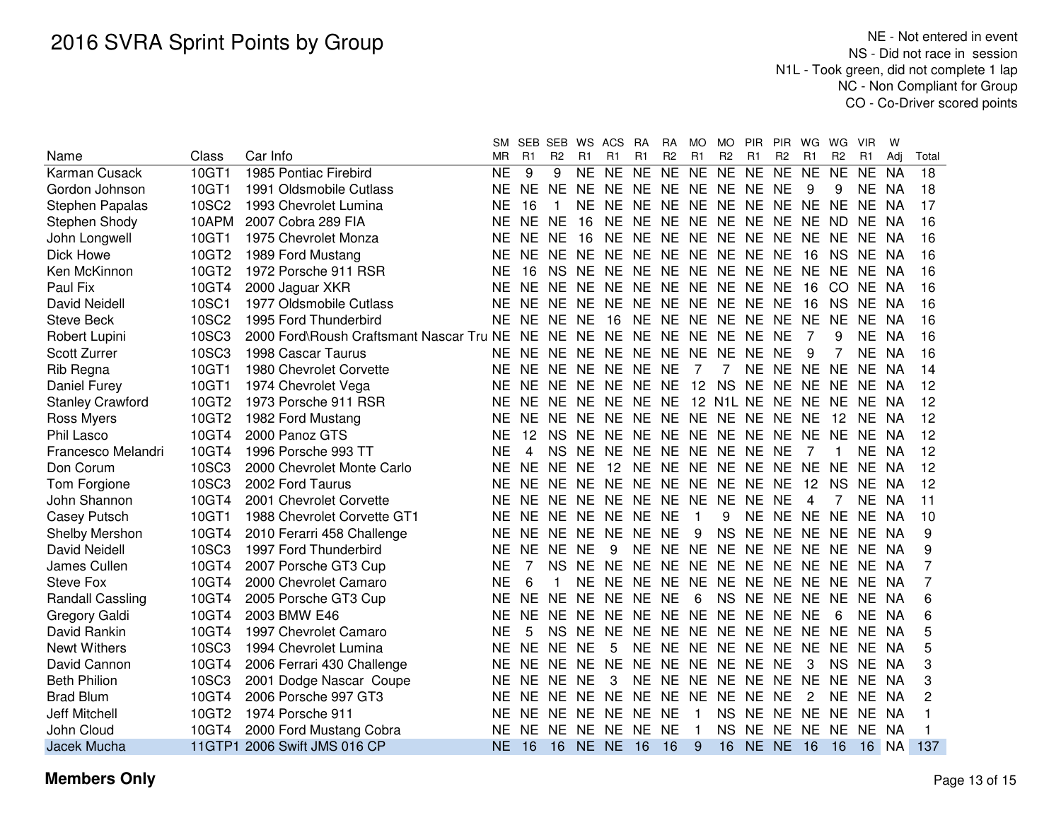# 2016 SVRA Sprint Points by Group

NE - Not entered in event
NS - Did not race in session
N1L - Took green, did not complete 1 lap
NC - Non Compliant for Group
CO - Co-Driver scored points

| Name | Class | Car Info | SM MR | SEB R1 | SEB R2 | WS R1 | ACS R1 | RA R1 | RA R2 | MO R1 | MO R2 | PIR R1 | PIR R2 | WG R1 | WG R2 | VIR R1 | W Adj | Total |
|---|---|---|---|---|---|---|---|---|---|---|---|---|---|---|---|---|---|---|
| Karman Cusack | 10GT1 | 1985 Pontiac Firebird | NE | 9 | 9 | NE | NE | NE | NE | NE | NE | NE | NE | NE | NE | NE | NA | 18 |
| Gordon Johnson | 10GT1 | 1991 Oldsmobile Cutlass | NE | NE | NE | NE | NE | NE | NE | NE | NE | NE | NE | 9 | 9 | NE | NA | 18 |
| Stephen Papalas | 10SC2 | 1993 Chevrolet Lumina | NE | 16 | 1 | NE | NE | NE | NE | NE | NE | NE | NE | NE | NE | NE | NA | 17 |
| Stephen Shody | 10APM | 2007 Cobra 289 FIA | NE | NE | NE | 16 | NE | NE | NE | NE | NE | NE | NE | NE | ND | NE | NA | 16 |
| John Longwell | 10GT1 | 1975 Chevrolet Monza | NE | NE | NE | 16 | NE | NE | NE | NE | NE | NE | NE | NE | NE | NE | NA | 16 |
| Dick Howe | 10GT2 | 1989 Ford Mustang | NE | NE | NE | NE | NE | NE | NE | NE | NE | NE | NE | 16 | NS | NE | NA | 16 |
| Ken McKinnon | 10GT2 | 1972 Porsche 911 RSR | NE | 16 | NS | NE | NE | NE | NE | NE | NE | NE | NE | NE | NE | NE | NA | 16 |
| Paul Fix | 10GT4 | 2000 Jaguar XKR | NE | NE | NE | NE | NE | NE | NE | NE | NE | NE | NE | 16 | CO | NE | NA | 16 |
| David Neidell | 10SC1 | 1977 Oldsmobile Cutlass | NE | NE | NE | NE | NE | NE | NE | NE | NE | NE | NE | 16 | NS | NE | NA | 16 |
| Steve Beck | 10SC2 | 1995 Ford Thunderbird | NE | NE | NE | NE | 16 | NE | NE | NE | NE | NE | NE | NE | NE | NE | NA | 16 |
| Robert Lupini | 10SC3 | 2000 Ford\Roush Craftsmant Nascar Tru | NE | NE | NE | NE | NE | NE | NE | NE | NE | NE | NE | 7 | 9 | NE | NA | 16 |
| Scott Zurrer | 10SC3 | 1998 Cascar Taurus | NE | NE | NE | NE | NE | NE | NE | NE | NE | NE | NE | 9 | 7 | NE | NA | 16 |
| Rib Regna | 10GT1 | 1980 Chevrolet Corvette | NE | NE | NE | NE | NE | NE | NE | 7 | 7 | NE | NE | NE | NE | NE | NA | 14 |
| Daniel Furey | 10GT1 | 1974 Chevrolet Vega | NE | NE | NE | NE | NE | NE | NE | 12 | NS | NE | NE | NE | NE | NE | NA | 12 |
| Stanley Crawford | 10GT2 | 1973 Porsche 911 RSR | NE | NE | NE | NE | NE | NE | NE | 12 | N1L | NE | NE | NE | NE | NE | NA | 12 |
| Ross Myers | 10GT2 | 1982 Ford Mustang | NE | NE | NE | NE | NE | NE | NE | NE | NE | NE | NE | NE | 12 | NE | NA | 12 |
| Phil Lasco | 10GT4 | 2000 Panoz GTS | NE | 12 | NS | NE | NE | NE | NE | NE | NE | NE | NE | NE | NE | NE | NA | 12 |
| Francesco Melandri | 10GT4 | 1996 Porsche 993 TT | NE | 4 | NS | NE | NE | NE | NE | NE | NE | NE | NE | 7 | 1 | NE | NA | 12 |
| Don Corum | 10SC3 | 2000 Chevrolet Monte Carlo | NE | NE | NE | NE | 12 | NE | NE | NE | NE | NE | NE | NE | NE | NE | NA | 12 |
| Tom Forgione | 10SC3 | 2002 Ford Taurus | NE | NE | NE | NE | NE | NE | NE | NE | NE | NE | NE | 12 | NS | NE | NA | 12 |
| John Shannon | 10GT4 | 2001 Chevrolet Corvette | NE | NE | NE | NE | NE | NE | NE | NE | NE | NE | NE | 4 | 7 | NE | NA | 11 |
| Casey Putsch | 10GT1 | 1988 Chevrolet Corvette GT1 | NE | NE | NE | NE | NE | NE | NE | 1 | 9 | NE | NE | NE | NE | NE | NA | 10 |
| Shelby Mershon | 10GT4 | 2010 Ferarri 458 Challenge | NE | NE | NE | NE | NE | NE | NE | 9 | NS | NE | NE | NE | NE | NE | NA | 9 |
| David Neidell | 10SC3 | 1997 Ford Thunderbird | NE | NE | NE | NE | 9 | NE | NE | NE | NE | NE | NE | NE | NE | NE | NA | 9 |
| James Cullen | 10GT4 | 2007 Porsche GT3 Cup | NE | 7 | NS | NE | NE | NE | NE | NE | NE | NE | NE | NE | NE | NE | NA | 7 |
| Steve Fox | 10GT4 | 2000 Chevrolet Camaro | NE | 6 | 1 | NE | NE | NE | NE | NE | NE | NE | NE | NE | NE | NE | NA | 7 |
| Randall Cassling | 10GT4 | 2005 Porsche GT3 Cup | NE | NE | NE | NE | NE | NE | NE | 6 | NS | NE | NE | NE | NE | NE | NA | 6 |
| Gregory Galdi | 10GT4 | 2003 BMW E46 | NE | NE | NE | NE | NE | NE | NE | NE | NE | NE | NE | NE | 6 | NE | NA | 6 |
| David Rankin | 10GT4 | 1997 Chevrolet Camaro | NE | 5 | NS | NE | NE | NE | NE | NE | NE | NE | NE | NE | NE | NE | NA | 5 |
| Newt Withers | 10SC3 | 1994 Chevrolet Lumina | NE | NE | NE | NE | 5 | NE | NE | NE | NE | NE | NE | NE | NE | NE | NA | 5 |
| David Cannon | 10GT4 | 2006 Ferrari 430 Challenge | NE | NE | NE | NE | NE | NE | NE | NE | NE | NE | NE | 3 | NS | NE | NA | 3 |
| Beth Philion | 10SC3 | 2001 Dodge Nascar Coupe | NE | NE | NE | NE | 3 | NE | NE | NE | NE | NE | NE | NE | NE | NE | NA | 3 |
| Brad Blum | 10GT4 | 2006 Porsche 997 GT3 | NE | NE | NE | NE | NE | NE | NE | NE | NE | NE | NE | 2 | NE | NE | NA | 2 |
| Jeff Mitchell | 10GT2 | 1974 Porsche 911 | NE | NE | NE | NE | NE | NE | NE | 1 | NS | NE | NE | NE | NE | NE | NA | 1 |
| John Cloud | 10GT4 | 2000 Ford Mustang Cobra | NE | NE | NE | NE | NE | NE | NE | 1 | NS | NE | NE | NE | NE | NE | NA | 1 |
| Jacek Mucha | 11GTP1 | 2006 Swift JMS 016 CP | NE | 16 | 16 | NE | NE | 16 | 16 | 9 | 16 | NE | NE | 16 | 16 | 16 | NA | 137 |

**Members Only**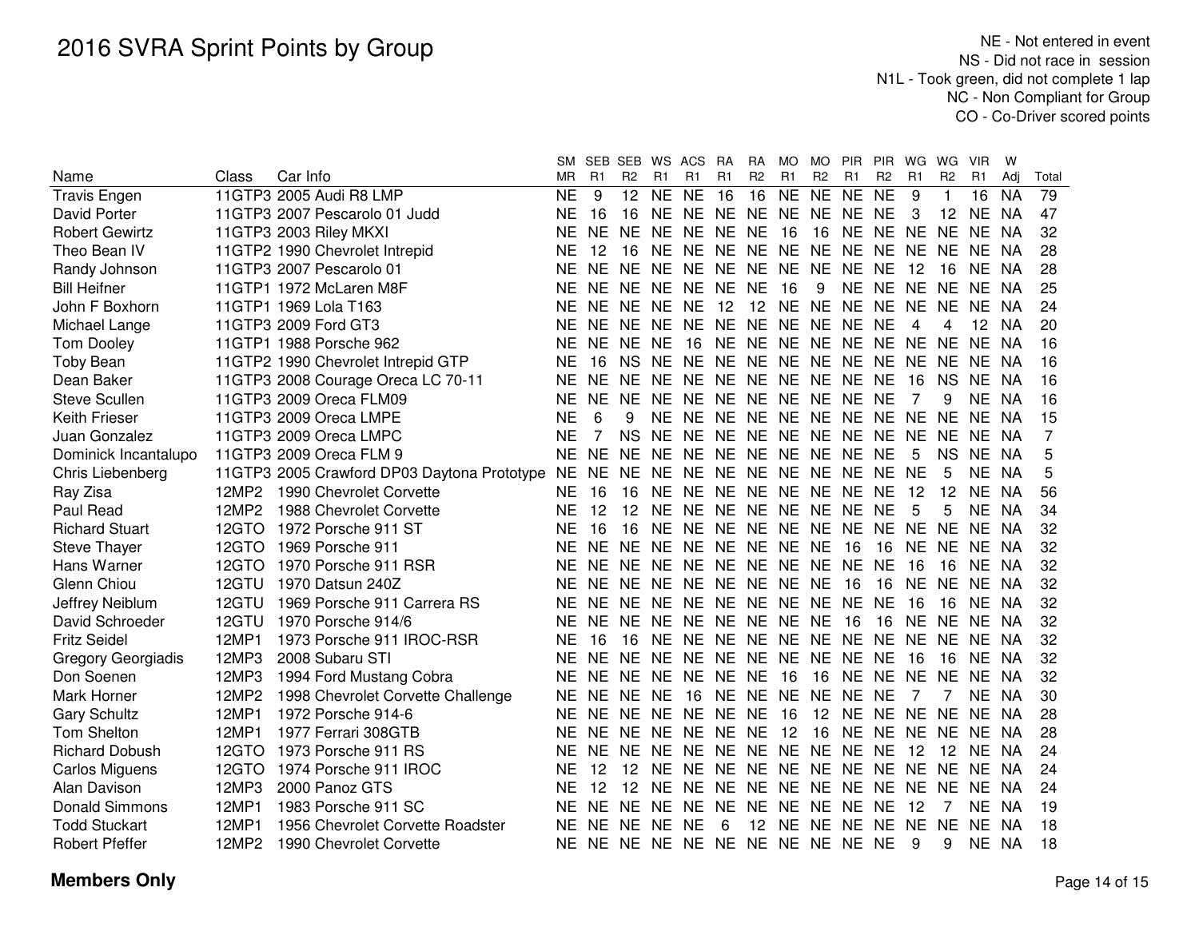# 2016 SVRA Sprint Points by Group

NE - Not entered in event
NS - Did not race in session
N1L - Took green, did not complete 1 lap
NC - Non Compliant for Group
CO - Co-Driver scored points

| Name | Class | Car Info | SM MR | SEB R1 | SEB R2 | WS R1 | ACS R1 | RA R1 | RA R2 | MO R1 | MO R2 | PIR R1 | PIR R2 | WG R1 | WG R2 | VIR R1 | W Adj | Total |
|---|---|---|---|---|---|---|---|---|---|---|---|---|---|---|---|---|---|---|
| Travis Engen | 11GTP3 | 2005 Audi R8 LMP | NE | 9 | 12 | NE | NE | 16 | 16 | NE | NE | NE | NE | 9 | 1 | 16 | NA | 79 |
| David Porter | 11GTP3 | 2007 Pescarolo 01 Judd | NE | 16 | 16 | NE | NE | NE | NE | NE | NE | NE | NE | 3 | 12 | NE | NA | 47 |
| Robert Gewirtz | 11GTP3 | 2003 Riley MKXI | NE | NE | NE | NE | NE | NE | NE | 16 | 16 | NE | NE | NE | NE | NE | NA | 32 |
| Theo Bean IV | 11GTP2 | 1990 Chevrolet Intrepid | NE | 12 | 16 | NE | NE | NE | NE | NE | NE | NE | NE | NE | NE | NE | NA | 28 |
| Randy Johnson | 11GTP3 | 2007 Pescarolo 01 | NE | NE | NE | NE | NE | NE | NE | NE | NE | NE | NE | 12 | 16 | NE | NA | 28 |
| Bill Heifner | 11GTP1 | 1972 McLaren M8F | NE | NE | NE | NE | NE | NE | NE | 16 | 9 | NE | NE | NE | NE | NE | NA | 25 |
| John F Boxhorn | 11GTP1 | 1969 Lola T163 | NE | NE | NE | NE | NE | 12 | 12 | NE | NE | NE | NE | NE | NE | NE | NA | 24 |
| Michael Lange | 11GTP3 | 2009 Ford GT3 | NE | NE | NE | NE | NE | NE | NE | NE | NE | NE | NE | 4 | 4 | 12 | NA | 20 |
| Tom Dooley | 11GTP1 | 1988 Porsche 962 | NE | NE | NE | NE | 16 | NE | NE | NE | NE | NE | NE | NE | NE | NE | NA | 16 |
| Toby Bean | 11GTP2 | 1990 Chevrolet Intrepid GTP | NE | 16 | NS | NE | NE | NE | NE | NE | NE | NE | NE | NE | NE | NE | NA | 16 |
| Dean Baker | 11GTP3 | 2008 Courage Oreca LC 70-11 | NE | NE | NE | NE | NE | NE | NE | NE | NE | NE | NE | 16 | NS | NE | NA | 16 |
| Steve Scullen | 11GTP3 | 2009 Oreca FLM09 | NE | NE | NE | NE | NE | NE | NE | NE | NE | NE | NE | 7 | 9 | NE | NA | 16 |
| Keith Frieser | 11GTP3 | 2009 Oreca LMPE | NE | 6 | 9 | NE | NE | NE | NE | NE | NE | NE | NE | NE | NE | NE | NA | 15 |
| Juan Gonzalez | 11GTP3 | 2009 Oreca LMPC | NE | 7 | NS | NE | NE | NE | NE | NE | NE | NE | NE | NE | NE | NE | NA | 7 |
| Dominick Incantalupo | 11GTP3 | 2009 Oreca FLM 9 | NE | NE | NE | NE | NE | NE | NE | NE | NE | NE | NE | 5 | NS | NE | NA | 5 |
| Chris Liebenberg | 11GTP3 | 2005 Crawford DP03 Daytona Prototype | NE | NE | NE | NE | NE | NE | NE | NE | NE | NE | NE | NE | 5 | NE | NA | 5 |
| Ray Zisa | 12MP2 | 1990 Chevrolet Corvette | NE | 16 | 16 | NE | NE | NE | NE | NE | NE | NE | NE | 12 | 12 | NE | NA | 56 |
| Paul Read | 12MP2 | 1988 Chevrolet Corvette | NE | 12 | 12 | NE | NE | NE | NE | NE | NE | NE | NE | 5 | 5 | NE | NA | 34 |
| Richard Stuart | 12GTO | 1972 Porsche 911 ST | NE | 16 | 16 | NE | NE | NE | NE | NE | NE | NE | NE | NE | NE | NE | NA | 32 |
| Steve Thayer | 12GTO | 1969 Porsche 911 | NE | NE | NE | NE | NE | NE | NE | NE | NE | 16 | 16 | NE | NE | NE | NA | 32 |
| Hans Warner | 12GTO | 1970 Porsche 911 RSR | NE | NE | NE | NE | NE | NE | NE | NE | NE | NE | NE | 16 | 16 | NE | NA | 32 |
| Glenn Chiou | 12GTU | 1970 Datsun 240Z | NE | NE | NE | NE | NE | NE | NE | NE | NE | 16 | 16 | NE | NE | NE | NA | 32 |
| Jeffrey Neiblum | 12GTU | 1969 Porsche 911 Carrera RS | NE | NE | NE | NE | NE | NE | NE | NE | NE | NE | NE | 16 | 16 | NE | NA | 32 |
| David Schroeder | 12GTU | 1970 Porsche 914/6 | NE | NE | NE | NE | NE | NE | NE | NE | NE | 16 | 16 | NE | NE | NE | NA | 32 |
| Fritz Seidel | 12MP1 | 1973 Porsche 911 IROC-RSR | NE | 16 | 16 | NE | NE | NE | NE | NE | NE | NE | NE | NE | NE | NE | NA | 32 |
| Gregory Georgiadis | 12MP3 | 2008 Subaru STI | NE | NE | NE | NE | NE | NE | NE | NE | NE | NE | NE | 16 | 16 | NE | NA | 32 |
| Don Soenen | 12MP3 | 1994 Ford Mustang Cobra | NE | NE | NE | NE | NE | NE | NE | 16 | 16 | NE | NE | NE | NE | NE | NA | 32 |
| Mark Horner | 12MP2 | 1998 Chevrolet Corvette Challenge | NE | NE | NE | NE | 16 | NE | NE | NE | NE | NE | NE | 7 | 7 | NE | NA | 30 |
| Gary Schultz | 12MP1 | 1972 Porsche 914-6 | NE | NE | NE | NE | NE | NE | NE | 16 | 12 | NE | NE | NE | NE | NE | NA | 28 |
| Tom Shelton | 12MP1 | 1977 Ferrari 308GTB | NE | NE | NE | NE | NE | NE | NE | 12 | 16 | NE | NE | NE | NE | NE | NA | 28 |
| Richard Dobush | 12GTO | 1973 Porsche 911 RS | NE | NE | NE | NE | NE | NE | NE | NE | NE | NE | NE | 12 | 12 | NE | NA | 24 |
| Carlos Miguens | 12GTO | 1974 Porsche 911 IROC | NE | 12 | 12 | NE | NE | NE | NE | NE | NE | NE | NE | NE | NE | NE | NA | 24 |
| Alan Davison | 12MP3 | 2000 Panoz GTS | NE | 12 | 12 | NE | NE | NE | NE | NE | NE | NE | NE | NE | NE | NE | NA | 24 |
| Donald Simmons | 12MP1 | 1983 Porsche 911 SC | NE | NE | NE | NE | NE | NE | NE | NE | NE | NE | NE | 12 | 7 | NE | NA | 19 |
| Todd Stuckart | 12MP1 | 1956 Chevrolet Corvette Roadster | NE | NE | NE | NE | NE | 6 | 12 | NE | NE | NE | NE | NE | NE | NE | NA | 18 |
| Robert Pfeffer | 12MP2 | 1990 Chevrolet Corvette | NE | NE | NE | NE | NE | NE | NE | NE | NE | NE | NE | 9 | 9 | NE | NA | 18 |

**Members Only**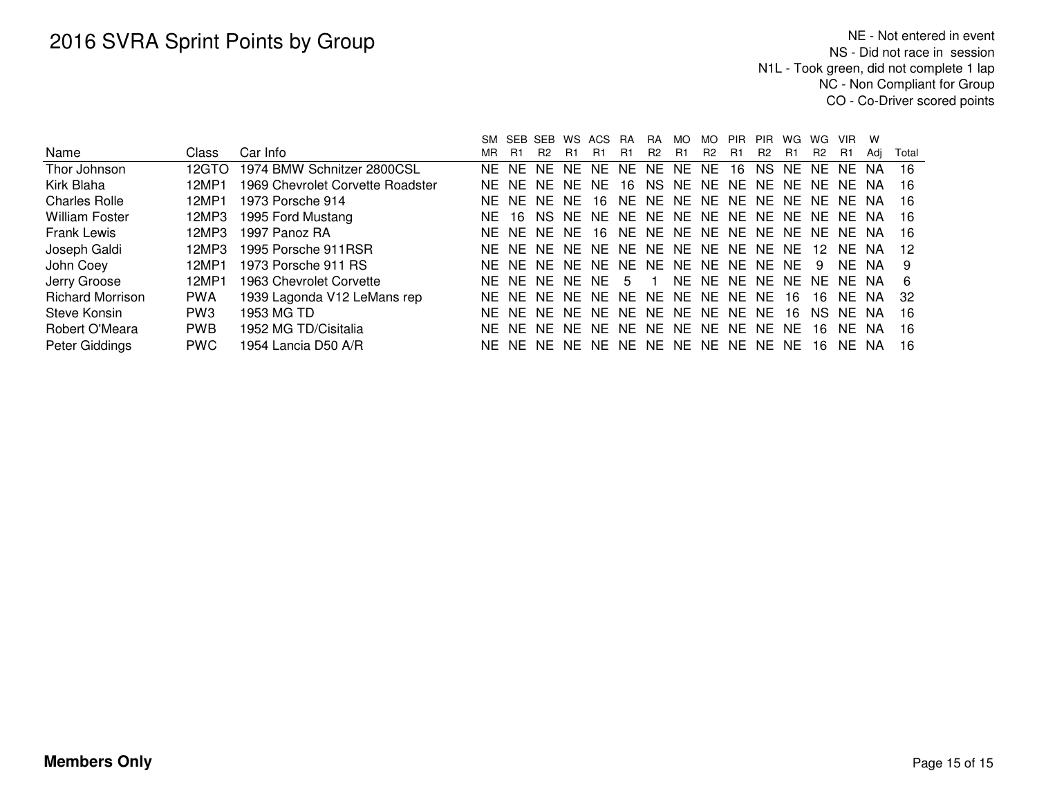# 2016 SVRA Sprint Points by Group

NE - Not entered in event
NS - Did not race in session
N1L - Took green, did not complete 1 lap
NC - Non Compliant for Group
CO - Co-Driver scored points

| Name | Class | Car Info | SM MR | SEB R1 | SEB R2 | WS R1 | ACS R1 | RA R1 | RA R2 | MO R1 | MO R2 | PIR R1 | PIR R2 | WG R1 | WG R2 | VIR R1 | W Adj | Total |
|---|---|---|---|---|---|---|---|---|---|---|---|---|---|---|---|---|---|---|
| Thor Johnson | 12GTO | 1974 BMW Schnitzer 2800CSL | NE | NE | NE | NE | NE | NE | NE | NE | NE | 16 | NS | NE | NE | NE | NA | 16 |
| Kirk Blaha | 12MP1 | 1969 Chevrolet Corvette Roadster | NE | NE | NE | NE | NE | 16 | NS | NE | NE | NE | NE | NE | NE | NE | NA | 16 |
| Charles Rolle | 12MP1 | 1973 Porsche 914 | NE | NE | NE | NE | 16 | NE | NE | NE | NE | NE | NE | NE | NE | NE | NA | 16 |
| William Foster | 12MP3 | 1995 Ford Mustang | NE | 16 | NS | NE | NE | NE | NE | NE | NE | NE | NE | NE | NE | NE | NA | 16 |
| Frank Lewis | 12MP3 | 1997 Panoz RA | NE | NE | NE | NE | 16 | NE | NE | NE | NE | NE | NE | NE | NE | NE | NA | 16 |
| Joseph Galdi | 12MP3 | 1995 Porsche 911RSR | NE | NE | NE | NE | NE | NE | NE | NE | NE | NE | NE | NE | 12 | NE | NA | 12 |
| John Coey | 12MP1 | 1973 Porsche 911 RS | NE | NE | NE | NE | NE | NE | NE | NE | NE | NE | NE | NE | 9 | NE | NA | 9 |
| Jerry Groose | 12MP1 | 1963 Chevrolet Corvette | NE | NE | NE | NE | NE | 5 | 1 | NE | NE | NE | NE | NE | NE | NE | NA | 6 |
| Richard Morrison | PWA | 1939 Lagonda V12 LeMans rep | NE | NE | NE | NE | NE | NE | NE | NE | NE | NE | NE | 16 | 16 | NE | NA | 32 |
| Steve Konsin | PW3 | 1953 MG TD | NE | NE | NE | NE | NE | NE | NE | NE | NE | NE | NE | 16 | NS | NE | NA | 16 |
| Robert O'Meara | PWB | 1952 MG TD/Cisitalia | NE | NE | NE | NE | NE | NE | NE | NE | NE | NE | NE | NE | 16 | NE | NA | 16 |
| Peter Giddings | PWC | 1954 Lancia D50 A/R | NE | NE | NE | NE | NE | NE | NE | NE | NE | NE | NE | NE | 16 | NE | NA | 16 |

**Members Only**